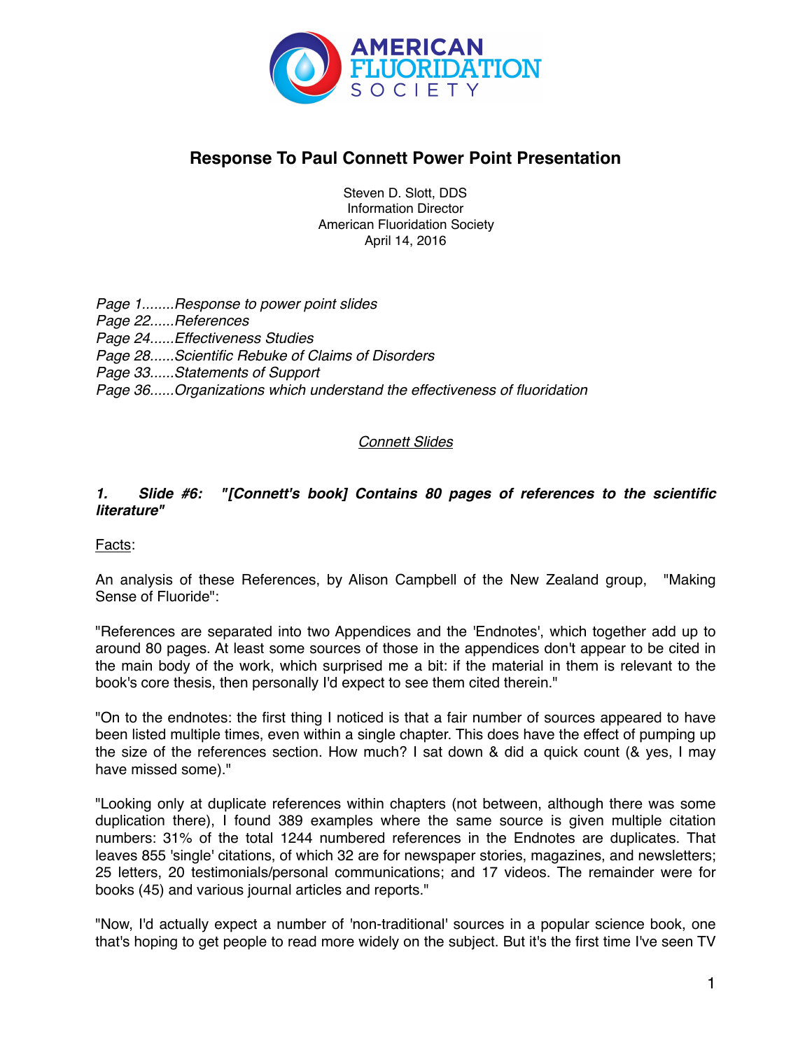# Response To Paul Connett Power Point Presentation

Steven D. Slott, DDS
Information Director
American Fluoridation Society
April 14, 2016

*Page 1........Response to power point slides*
*Page 22......References*
*Page 24......Effectiveness Studies*
*Page 28......Scientific Rebuke of Claims of Disorders*
*Page 33......Statements of Support*
*Page 36......Organizations which understand the effectiveness of fluoridation*

## *Connett Slides*

***1. Slide #6: "[Connett's book] Contains 80 pages of references to the scientific literature"***

Facts:

An analysis of these References, by Alison Campbell of the New Zealand group, "Making Sense of Fluoride":

"References are separated into two Appendices and the 'Endnotes', which together add up to around 80 pages. At least some sources of those in the appendices don't appear to be cited in the main body of the work, which surprised me a bit: if the material in them is relevant to the book's core thesis, then personally I'd expect to see them cited therein."

"On to the endnotes: the first thing I noticed is that a fair number of sources appeared to have been listed multiple times, even within a single chapter. This does have the effect of pumping up the size of the references section. How much? I sat down & did a quick count (& yes, I may have missed some)."

"Looking only at duplicate references within chapters (not between, although there was some duplication there), I found 389 examples where the same source is given multiple citation numbers: 31% of the total 1244 numbered references in the Endnotes are duplicates. That leaves 855 'single' citations, of which 32 are for newspaper stories, magazines, and newsletters; 25 letters, 20 testimonials/personal communications; and 17 videos. The remainder were for books (45) and various journal articles and reports."

"Now, I'd actually expect a number of 'non-traditional' sources in a popular science book, one that's hoping to get people to read more widely on the subject. But it's the first time I've seen TV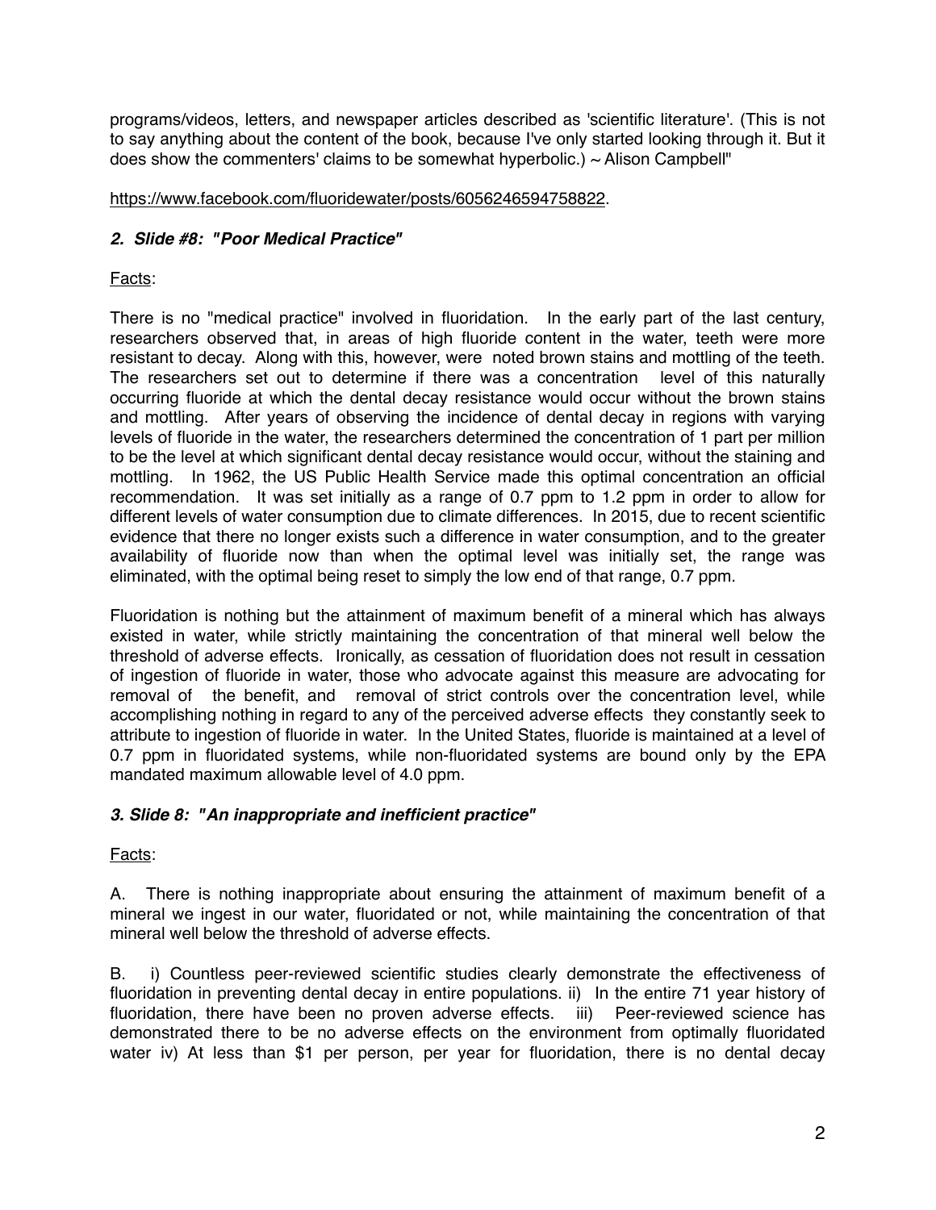programs/videos, letters, and newspaper articles described as 'scientific literature'. (This is not to say anything about the content of the book, because I've only started looking through it. But it does show the commenters' claims to be somewhat hyperbolic.) ~ Alison Campbell"

https://www.facebook.com/fluoridewater/posts/6056246594758822.

### *2. Slide #8: "Poor Medical Practice"*

Facts:

There is no "medical practice" involved in fluoridation. In the early part of the last century, researchers observed that, in areas of high fluoride content in the water, teeth were more resistant to decay. Along with this, however, were noted brown stains and mottling of the teeth. The researchers set out to determine if there was a concentration level of this naturally occurring fluoride at which the dental decay resistance would occur without the brown stains and mottling. After years of observing the incidence of dental decay in regions with varying levels of fluoride in the water, the researchers determined the concentration of 1 part per million to be the level at which significant dental decay resistance would occur, without the staining and mottling. In 1962, the US Public Health Service made this optimal concentration an official recommendation. It was set initially as a range of 0.7 ppm to 1.2 ppm in order to allow for different levels of water consumption due to climate differences. In 2015, due to recent scientific evidence that there no longer exists such a difference in water consumption, and to the greater availability of fluoride now than when the optimal level was initially set, the range was eliminated, with the optimal being reset to simply the low end of that range, 0.7 ppm.

Fluoridation is nothing but the attainment of maximum benefit of a mineral which has always existed in water, while strictly maintaining the concentration of that mineral well below the threshold of adverse effects. Ironically, as cessation of fluoridation does not result in cessation of ingestion of fluoride in water, those who advocate against this measure are advocating for removal of the benefit, and removal of strict controls over the concentration level, while accomplishing nothing in regard to any of the perceived adverse effects they constantly seek to attribute to ingestion of fluoride in water. In the United States, fluoride is maintained at a level of 0.7 ppm in fluoridated systems, while non-fluoridated systems are bound only by the EPA mandated maximum allowable level of 4.0 ppm.

### *3. Slide 8: "An inappropriate and inefficient practice"*

Facts:

A. There is nothing inappropriate about ensuring the attainment of maximum benefit of a mineral we ingest in our water, fluoridated or not, while maintaining the concentration of that mineral well below the threshold of adverse effects.

B. i) Countless peer-reviewed scientific studies clearly demonstrate the effectiveness of fluoridation in preventing dental decay in entire populations. ii) In the entire 71 year history of fluoridation, there have been no proven adverse effects. iii) Peer-reviewed science has demonstrated there to be no adverse effects on the environment from optimally fluoridated water iv) At less than $1 per person, per year for fluoridation, there is no dental decay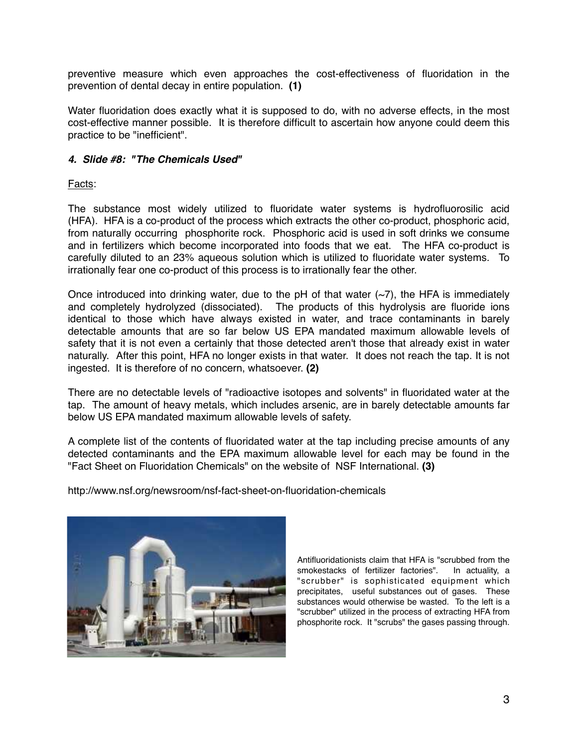preventive measure which even approaches the cost-effectiveness of fluoridation in the prevention of dental decay in entire population. **(1)**

Water fluoridation does exactly what it is supposed to do, with no adverse effects, in the most cost-effective manner possible. It is therefore difficult to ascertain how anyone could deem this practice to be "inefficient".

#### *4. Slide #8: "The Chemicals Used"*

Facts:

The substance most widely utilized to fluoridate water systems is hydrofluorosilic acid (HFA). HFA is a co-product of the process which extracts the other co-product, phosphoric acid, from naturally occurring phosphorite rock. Phosphoric acid is used in soft drinks we consume and in fertilizers which become incorporated into foods that we eat. The HFA co-product is carefully diluted to an 23% aqueous solution which is utilized to fluoridate water systems. To irrationally fear one co-product of this process is to irrationally fear the other.

Once introduced into drinking water, due to the pH of that water (~7), the HFA is immediately and completely hydrolyzed (dissociated). The products of this hydrolysis are fluoride ions identical to those which have always existed in water, and trace contaminants in barely detectable amounts that are so far below US EPA mandated maximum allowable levels of safety that it is not even a certainly that those detected aren't those that already exist in water naturally. After this point, HFA no longer exists in that water. It does not reach the tap. It is not ingested. It is therefore of no concern, whatsoever. **(2)**

There are no detectable levels of "radioactive isotopes and solvents" in fluoridated water at the tap. The amount of heavy metals, which includes arsenic, are in barely detectable amounts far below US EPA mandated maximum allowable levels of safety.

A complete list of the contents of fluoridated water at the tap including precise amounts of any detected contaminants and the EPA maximum allowable level for each may be found in the "Fact Sheet on Fluoridation Chemicals" on the website of NSF International. **(3)**

http://www.nsf.org/newsroom/nsf-fact-sheet-on-fluoridation-chemicals

Antifluoridationists claim that HFA is "scrubbed from the smokestacks of fertilizer factories". In actuality, a "scrubber" is sophisticated equipment which precipitates, useful substances out of gases. These substances would otherwise be wasted. To the left is a "scrubber" utilized in the process of extracting HFA from phosphorite rock. It "scrubs" the gases passing through.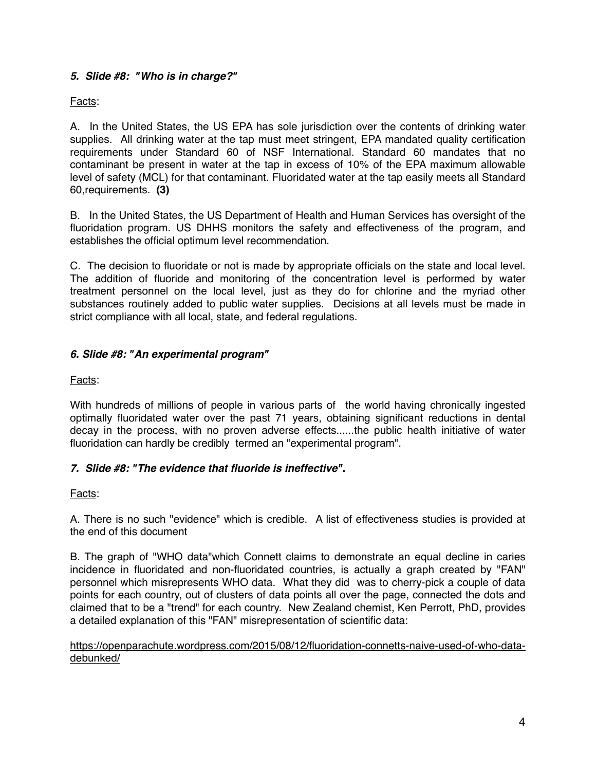### *5. Slide #8: "Who is in charge?"*

Facts:

A. In the United States, the US EPA has sole jurisdiction over the contents of drinking water supplies. All drinking water at the tap must meet stringent, EPA mandated quality certification requirements under Standard 60 of NSF International. Standard 60 mandates that no contaminant be present in water at the tap in excess of 10% of the EPA maximum allowable level of safety (MCL) for that contaminant. Fluoridated water at the tap easily meets all Standard 60,requirements. **(3)**

B. In the United States, the US Department of Health and Human Services has oversight of the fluoridation program. US DHHS monitors the safety and effectiveness of the program, and establishes the official optimum level recommendation.

C. The decision to fluoridate or not is made by appropriate officials on the state and local level. The addition of fluoride and monitoring of the concentration level is performed by water treatment personnel on the local level, just as they do for chlorine and the myriad other substances routinely added to public water supplies. Decisions at all levels must be made in strict compliance with all local, state, and federal regulations.

### *6. Slide #8: "An experimental program"*

Facts:

With hundreds of millions of people in various parts of the world having chronically ingested optimally fluoridated water over the past 71 years, obtaining significant reductions in dental decay in the process, with no proven adverse effects......the public health initiative of water fluoridation can hardly be credibly termed an "experimental program".

### *7. Slide #8: "The evidence that fluoride is ineffective"*.

Facts:

A. There is no such "evidence" which is credible. A list of effectiveness studies is provided at the end of this document

B. The graph of "WHO data"which Connett claims to demonstrate an equal decline in caries incidence in fluoridated and non-fluoridated countries, is actually a graph created by "FAN" personnel which misrepresents WHO data. What they did was to cherry-pick a couple of data points for each country, out of clusters of data points all over the page, connected the dots and claimed that to be a "trend" for each country. New Zealand chemist, Ken Perrott, PhD, provides a detailed explanation of this "FAN" misrepresentation of scientific data:

https://openparachute.wordpress.com/2015/08/12/fluoridation-connetts-naive-used-of-who-data-debunked/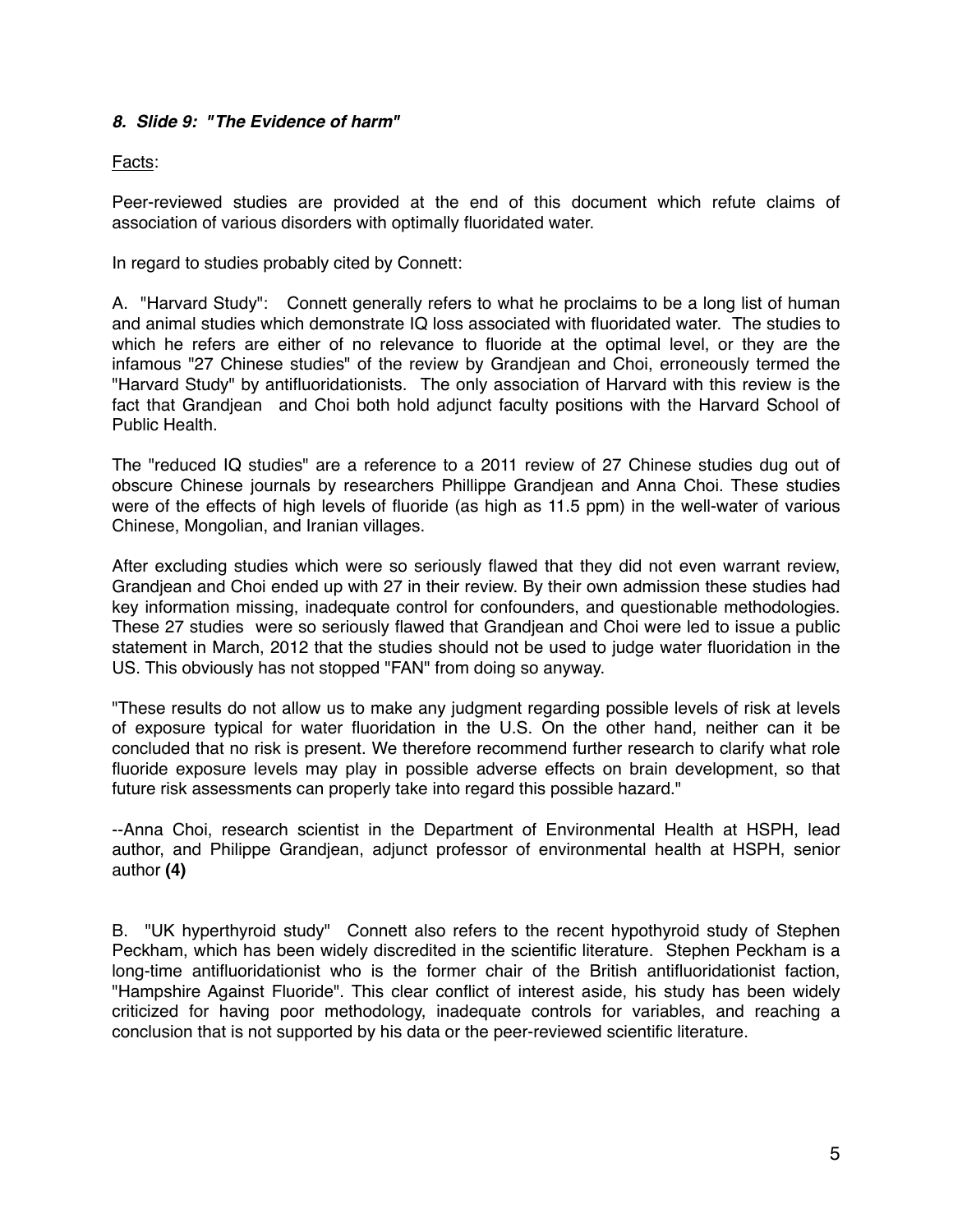### *8. Slide 9: "The Evidence of harm"*

Facts:

Peer-reviewed studies are provided at the end of this document which refute claims of association of various disorders with optimally fluoridated water.

In regard to studies probably cited by Connett:

A. "Harvard Study": Connett generally refers to what he proclaims to be a long list of human and animal studies which demonstrate IQ loss associated with fluoridated water. The studies to which he refers are either of no relevance to fluoride at the optimal level, or they are the infamous "27 Chinese studies" of the review by Grandjean and Choi, erroneously termed the "Harvard Study" by antifluoridationists. The only association of Harvard with this review is the fact that Grandjean and Choi both hold adjunct faculty positions with the Harvard School of Public Health.

The "reduced IQ studies" are a reference to a 2011 review of 27 Chinese studies dug out of obscure Chinese journals by researchers Phillippe Grandjean and Anna Choi. These studies were of the effects of high levels of fluoride (as high as 11.5 ppm) in the well-water of various Chinese, Mongolian, and Iranian villages.

After excluding studies which were so seriously flawed that they did not even warrant review, Grandjean and Choi ended up with 27 in their review. By their own admission these studies had key information missing, inadequate control for confounders, and questionable methodologies. These 27 studies were so seriously flawed that Grandjean and Choi were led to issue a public statement in March, 2012 that the studies should not be used to judge water fluoridation in the US. This obviously has not stopped "FAN" from doing so anyway.

"These results do not allow us to make any judgment regarding possible levels of risk at levels of exposure typical for water fluoridation in the U.S. On the other hand, neither can it be concluded that no risk is present. We therefore recommend further research to clarify what role fluoride exposure levels may play in possible adverse effects on brain development, so that future risk assessments can properly take into regard this possible hazard."

--Anna Choi, research scientist in the Department of Environmental Health at HSPH, lead author, and Philippe Grandjean, adjunct professor of environmental health at HSPH, senior author **(4)**

B. "UK hyperthyroid study" Connett also refers to the recent hypothyroid study of Stephen Peckham, which has been widely discredited in the scientific literature. Stephen Peckham is a long-time antifluoridationist who is the former chair of the British antifluoridationist faction, "Hampshire Against Fluoride". This clear conflict of interest aside, his study has been widely criticized for having poor methodology, inadequate controls for variables, and reaching a conclusion that is not supported by his data or the peer-reviewed scientific literature.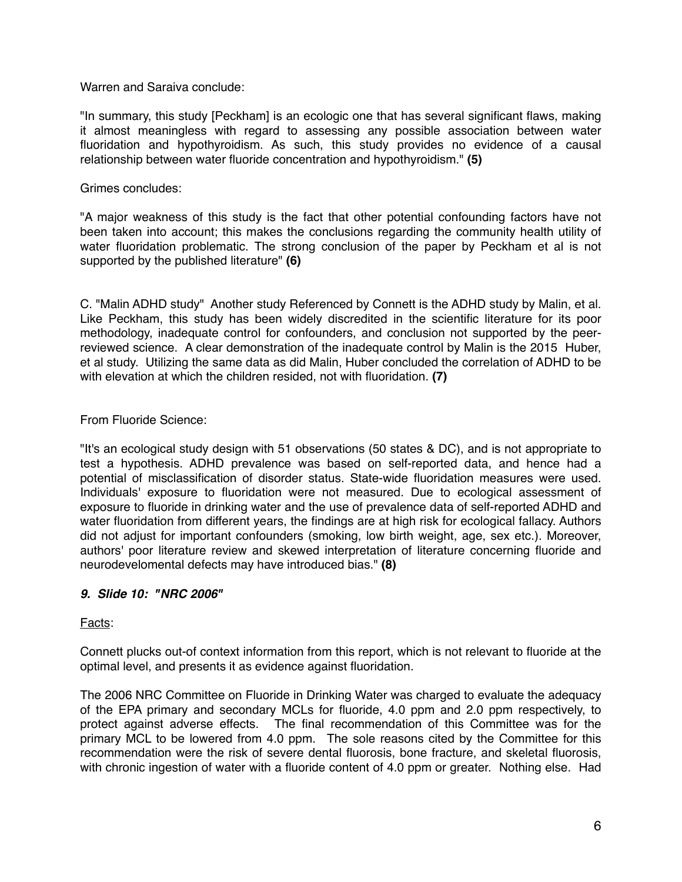Warren and Saraiva conclude:

"In summary, this study [Peckham] is an ecologic one that has several significant flaws, making it almost meaningless with regard to assessing any possible association between water fluoridation and hypothyroidism. As such, this study provides no evidence of a causal relationship between water fluoride concentration and hypothyroidism." **(5)**

Grimes concludes:

"A major weakness of this study is the fact that other potential confounding factors have not been taken into account; this makes the conclusions regarding the community health utility of water fluoridation problematic. The strong conclusion of the paper by Peckham et al is not supported by the published literature" **(6)**

C. "Malin ADHD study" Another study Referenced by Connett is the ADHD study by Malin, et al. Like Peckham, this study has been widely discredited in the scientific literature for its poor methodology, inadequate control for confounders, and conclusion not supported by the peer-reviewed science. A clear demonstration of the inadequate control by Malin is the 2015 Huber, et al study. Utilizing the same data as did Malin, Huber concluded the correlation of ADHD to be with elevation at which the children resided, not with fluoridation. **(7)**

From Fluoride Science:

"It's an ecological study design with 51 observations (50 states & DC), and is not appropriate to test a hypothesis. ADHD prevalence was based on self-reported data, and hence had a potential of misclassification of disorder status. State-wide fluoridation measures were used. Individuals' exposure to fluoridation were not measured. Due to ecological assessment of exposure to fluoride in drinking water and the use of prevalence data of self-reported ADHD and water fluoridation from different years, the findings are at high risk for ecological fallacy. Authors did not adjust for important confounders (smoking, low birth weight, age, sex etc.). Moreover, authors' poor literature review and skewed interpretation of literature concerning fluoride and neurodevelomental defects may have introduced bias." **(8)**

***9. Slide 10: "NRC 2006"***

<u>Facts</u>:

Connett plucks out-of context information from this report, which is not relevant to fluoride at the optimal level, and presents it as evidence against fluoridation.

The 2006 NRC Committee on Fluoride in Drinking Water was charged to evaluate the adequacy of the EPA primary and secondary MCLs for fluoride, 4.0 ppm and 2.0 ppm respectively, to protect against adverse effects. The final recommendation of this Committee was for the primary MCL to be lowered from 4.0 ppm. The sole reasons cited by the Committee for this recommendation were the risk of severe dental fluorosis, bone fracture, and skeletal fluorosis, with chronic ingestion of water with a fluoride content of 4.0 ppm or greater. Nothing else. Had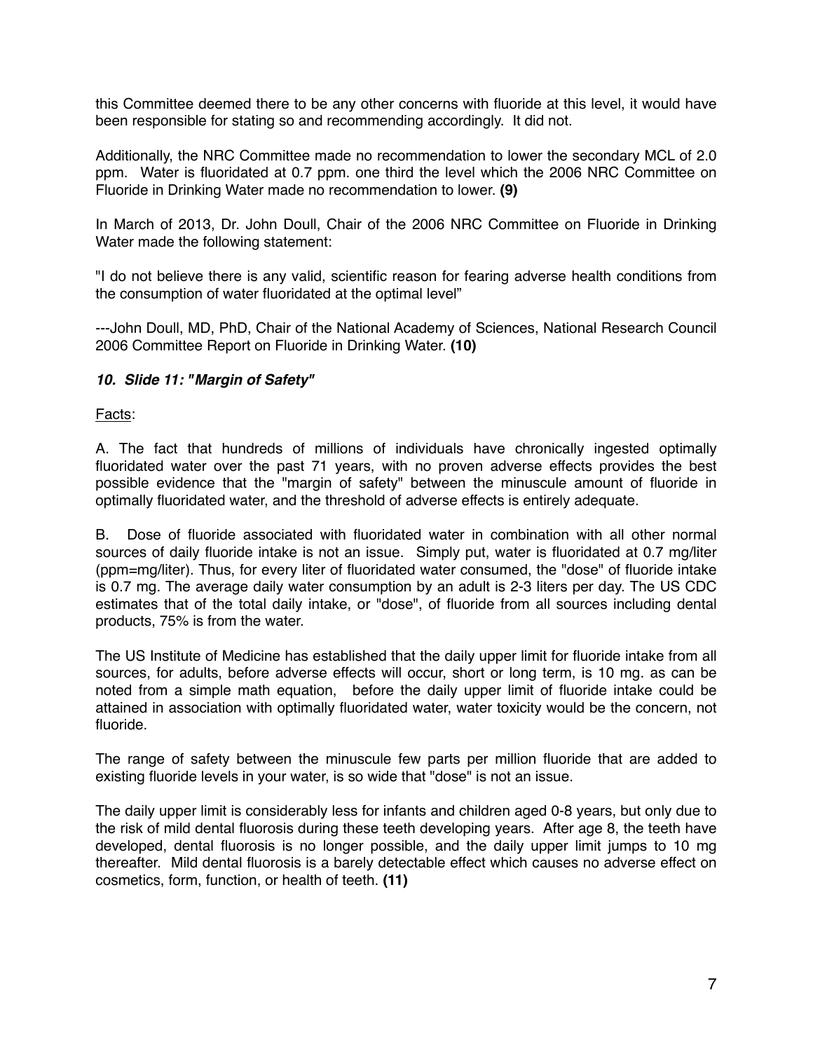this Committee deemed there to be any other concerns with fluoride at this level, it would have been responsible for stating so and recommending accordingly. It did not.

Additionally, the NRC Committee made no recommendation to lower the secondary MCL of 2.0 ppm. Water is fluoridated at 0.7 ppm. one third the level which the 2006 NRC Committee on Fluoride in Drinking Water made no recommendation to lower. **(9)**

In March of 2013, Dr. John Doull, Chair of the 2006 NRC Committee on Fluoride in Drinking Water made the following statement:

"I do not believe there is any valid, scientific reason for fearing adverse health conditions from the consumption of water fluoridated at the optimal level"

---John Doull, MD, PhD, Chair of the National Academy of Sciences, National Research Council 2006 Committee Report on Fluoride in Drinking Water. **(10)**

***10. Slide 11: "Margin of Safety"***

<u>Facts</u>:

A. The fact that hundreds of millions of individuals have chronically ingested optimally fluoridated water over the past 71 years, with no proven adverse effects provides the best possible evidence that the "margin of safety" between the minuscule amount of fluoride in optimally fluoridated water, and the threshold of adverse effects is entirely adequate.

B. Dose of fluoride associated with fluoridated water in combination with all other normal sources of daily fluoride intake is not an issue. Simply put, water is fluoridated at 0.7 mg/liter (ppm=mg/liter). Thus, for every liter of fluoridated water consumed, the "dose" of fluoride intake is 0.7 mg. The average daily water consumption by an adult is 2-3 liters per day. The US CDC estimates that of the total daily intake, or "dose", of fluoride from all sources including dental products, 75% is from the water.

The US Institute of Medicine has established that the daily upper limit for fluoride intake from all sources, for adults, before adverse effects will occur, short or long term, is 10 mg. as can be noted from a simple math equation, before the daily upper limit of fluoride intake could be attained in association with optimally fluoridated water, water toxicity would be the concern, not fluoride.

The range of safety between the minuscule few parts per million fluoride that are added to existing fluoride levels in your water, is so wide that "dose" is not an issue.

The daily upper limit is considerably less for infants and children aged 0-8 years, but only due to the risk of mild dental fluorosis during these teeth developing years. After age 8, the teeth have developed, dental fluorosis is no longer possible, and the daily upper limit jumps to 10 mg thereafter. Mild dental fluorosis is a barely detectable effect which causes no adverse effect on cosmetics, form, function, or health of teeth. **(11)**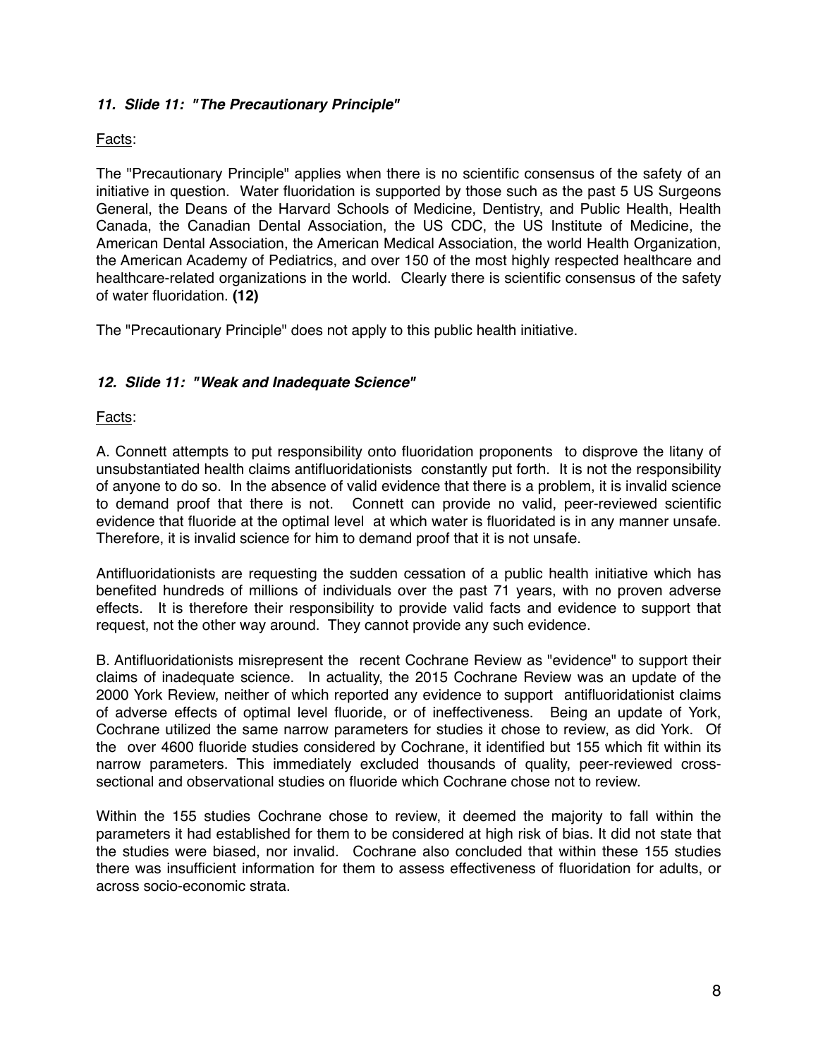### *11. Slide 11: "The Precautionary Principle"*

Facts:

The "Precautionary Principle" applies when there is no scientific consensus of the safety of an initiative in question. Water fluoridation is supported by those such as the past 5 US Surgeons General, the Deans of the Harvard Schools of Medicine, Dentistry, and Public Health, Health Canada, the Canadian Dental Association, the US CDC, the US Institute of Medicine, the American Dental Association, the American Medical Association, the world Health Organization, the American Academy of Pediatrics, and over 150 of the most highly respected healthcare and healthcare-related organizations in the world. Clearly there is scientific consensus of the safety of water fluoridation. **(12)**

The "Precautionary Principle" does not apply to this public health initiative.

### *12. Slide 11: "Weak and Inadequate Science"*

Facts:

A. Connett attempts to put responsibility onto fluoridation proponents to disprove the litany of unsubstantiated health claims antifluoridationists constantly put forth. It is not the responsibility of anyone to do so. In the absence of valid evidence that there is a problem, it is invalid science to demand proof that there is not. Connett can provide no valid, peer-reviewed scientific evidence that fluoride at the optimal level at which water is fluoridated is in any manner unsafe. Therefore, it is invalid science for him to demand proof that it is not unsafe.

Antifluoridationists are requesting the sudden cessation of a public health initiative which has benefited hundreds of millions of individuals over the past 71 years, with no proven adverse effects. It is therefore their responsibility to provide valid facts and evidence to support that request, not the other way around. They cannot provide any such evidence.

B. Antifluoridationists misrepresent the recent Cochrane Review as "evidence" to support their claims of inadequate science. In actuality, the 2015 Cochrane Review was an update of the 2000 York Review, neither of which reported any evidence to support antifluoridationist claims of adverse effects of optimal level fluoride, or of ineffectiveness. Being an update of York, Cochrane utilized the same narrow parameters for studies it chose to review, as did York. Of the over 4600 fluoride studies considered by Cochrane, it identified but 155 which fit within its narrow parameters. This immediately excluded thousands of quality, peer-reviewed cross-sectional and observational studies on fluoride which Cochrane chose not to review.

Within the 155 studies Cochrane chose to review, it deemed the majority to fall within the parameters it had established for them to be considered at high risk of bias. It did not state that the studies were biased, nor invalid. Cochrane also concluded that within these 155 studies there was insufficient information for them to assess effectiveness of fluoridation for adults, or across socio-economic strata.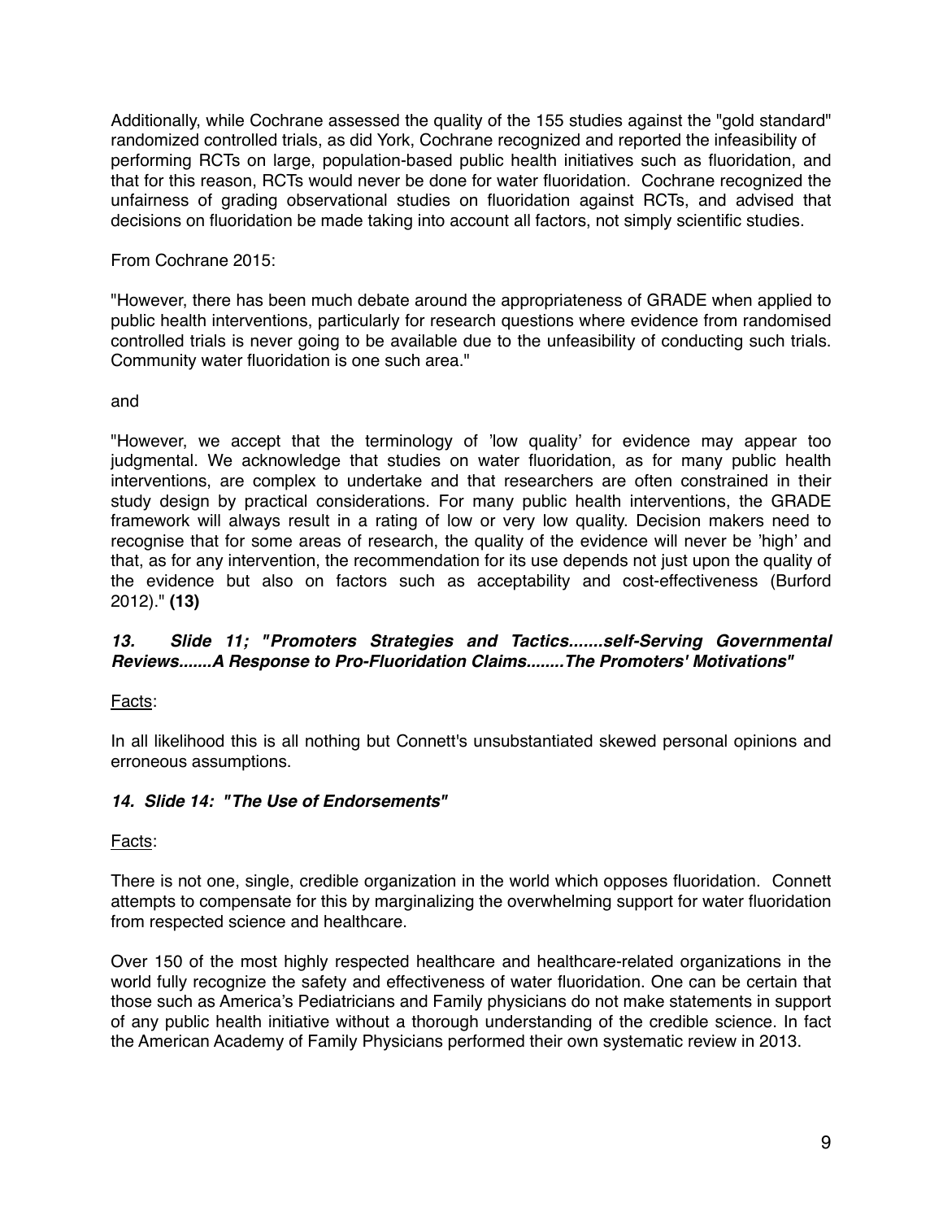Additionally, while Cochrane assessed the quality of the 155 studies against the "gold standard" randomized controlled trials, as did York, Cochrane recognized and reported the infeasibility of performing RCTs on large, population-based public health initiatives such as fluoridation, and that for this reason, RCTs would never be done for water fluoridation. Cochrane recognized the unfairness of grading observational studies on fluoridation against RCTs, and advised that decisions on fluoridation be made taking into account all factors, not simply scientific studies.

From Cochrane 2015:

"However, there has been much debate around the appropriateness of GRADE when applied to public health interventions, particularly for research questions where evidence from randomised controlled trials is never going to be available due to the unfeasibility of conducting such trials. Community water fluoridation is one such area."

and

"However, we accept that the terminology of 'low quality' for evidence may appear too judgmental. We acknowledge that studies on water fluoridation, as for many public health interventions, are complex to undertake and that researchers are often constrained in their study design by practical considerations. For many public health interventions, the GRADE framework will always result in a rating of low or very low quality. Decision makers need to recognise that for some areas of research, the quality of the evidence will never be 'high' and that, as for any intervention, the recommendation for its use depends not just upon the quality of the evidence but also on factors such as acceptability and cost-effectiveness (Burford 2012)." **(13)**

***13. Slide 11; "Promoters Strategies and Tactics.......self-Serving Governmental Reviews.......A Response to Pro-Fluoridation Claims........The Promoters' Motivations"***

Facts:

In all likelihood this is all nothing but Connett's unsubstantiated skewed personal opinions and erroneous assumptions.

***14. Slide 14: "The Use of Endorsements"***

Facts:

There is not one, single, credible organization in the world which opposes fluoridation. Connett attempts to compensate for this by marginalizing the overwhelming support for water fluoridation from respected science and healthcare.

Over 150 of the most highly respected healthcare and healthcare-related organizations in the world fully recognize the safety and effectiveness of water fluoridation. One can be certain that those such as America's Pediatricians and Family physicians do not make statements in support of any public health initiative without a thorough understanding of the credible science. In fact the American Academy of Family Physicians performed their own systematic review in 2013.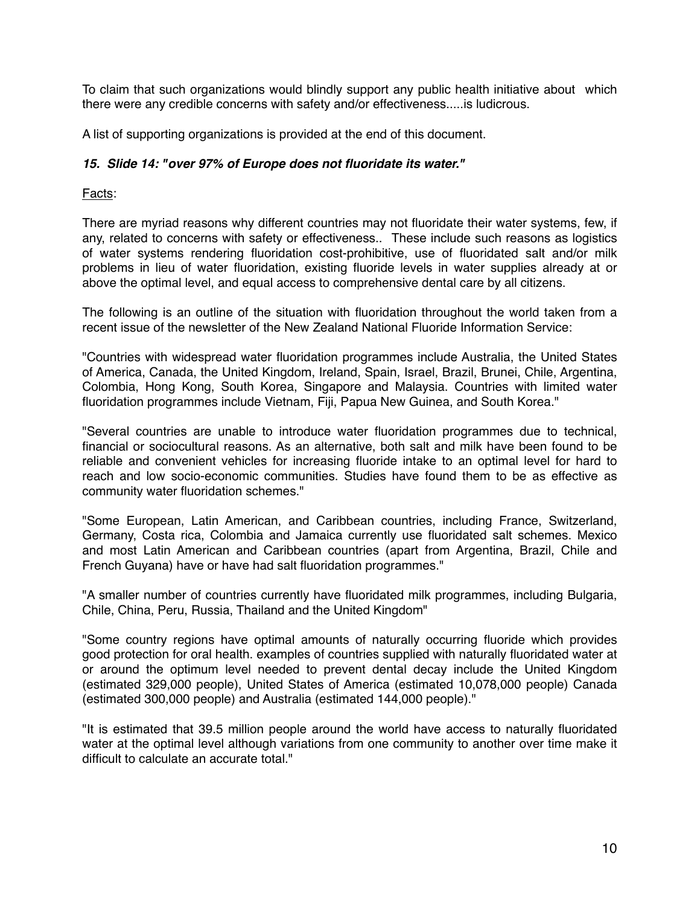To claim that such organizations would blindly support any public health initiative about which there were any credible concerns with safety and/or effectiveness.....is ludicrous.

A list of supporting organizations is provided at the end of this document.

***15. Slide 14: "over 97% of Europe does not fluoridate its water."***

Facts:

There are myriad reasons why different countries may not fluoridate their water systems, few, if any, related to concerns with safety or effectiveness.. These include such reasons as logistics of water systems rendering fluoridation cost-prohibitive, use of fluoridated salt and/or milk problems in lieu of water fluoridation, existing fluoride levels in water supplies already at or above the optimal level, and equal access to comprehensive dental care by all citizens.

The following is an outline of the situation with fluoridation throughout the world taken from a recent issue of the newsletter of the New Zealand National Fluoride Information Service:

"Countries with widespread water fluoridation programmes include Australia, the United States of America, Canada, the United Kingdom, Ireland, Spain, Israel, Brazil, Brunei, Chile, Argentina, Colombia, Hong Kong, South Korea, Singapore and Malaysia. Countries with limited water fluoridation programmes include Vietnam, Fiji, Papua New Guinea, and South Korea."

"Several countries are unable to introduce water fluoridation programmes due to technical, financial or sociocultural reasons. As an alternative, both salt and milk have been found to be reliable and convenient vehicles for increasing fluoride intake to an optimal level for hard to reach and low socio-economic communities. Studies have found them to be as effective as community water fluoridation schemes."

"Some European, Latin American, and Caribbean countries, including France, Switzerland, Germany, Costa rica, Colombia and Jamaica currently use fluoridated salt schemes. Mexico and most Latin American and Caribbean countries (apart from Argentina, Brazil, Chile and French Guyana) have or have had salt fluoridation programmes."

"A smaller number of countries currently have fluoridated milk programmes, including Bulgaria, Chile, China, Peru, Russia, Thailand and the United Kingdom"

"Some country regions have optimal amounts of naturally occurring fluoride which provides good protection for oral health. examples of countries supplied with naturally fluoridated water at or around the optimum level needed to prevent dental decay include the United Kingdom (estimated 329,000 people), United States of America (estimated 10,078,000 people) Canada (estimated 300,000 people) and Australia (estimated 144,000 people)."

"It is estimated that 39.5 million people around the world have access to naturally fluoridated water at the optimal level although variations from one community to another over time make it difficult to calculate an accurate total."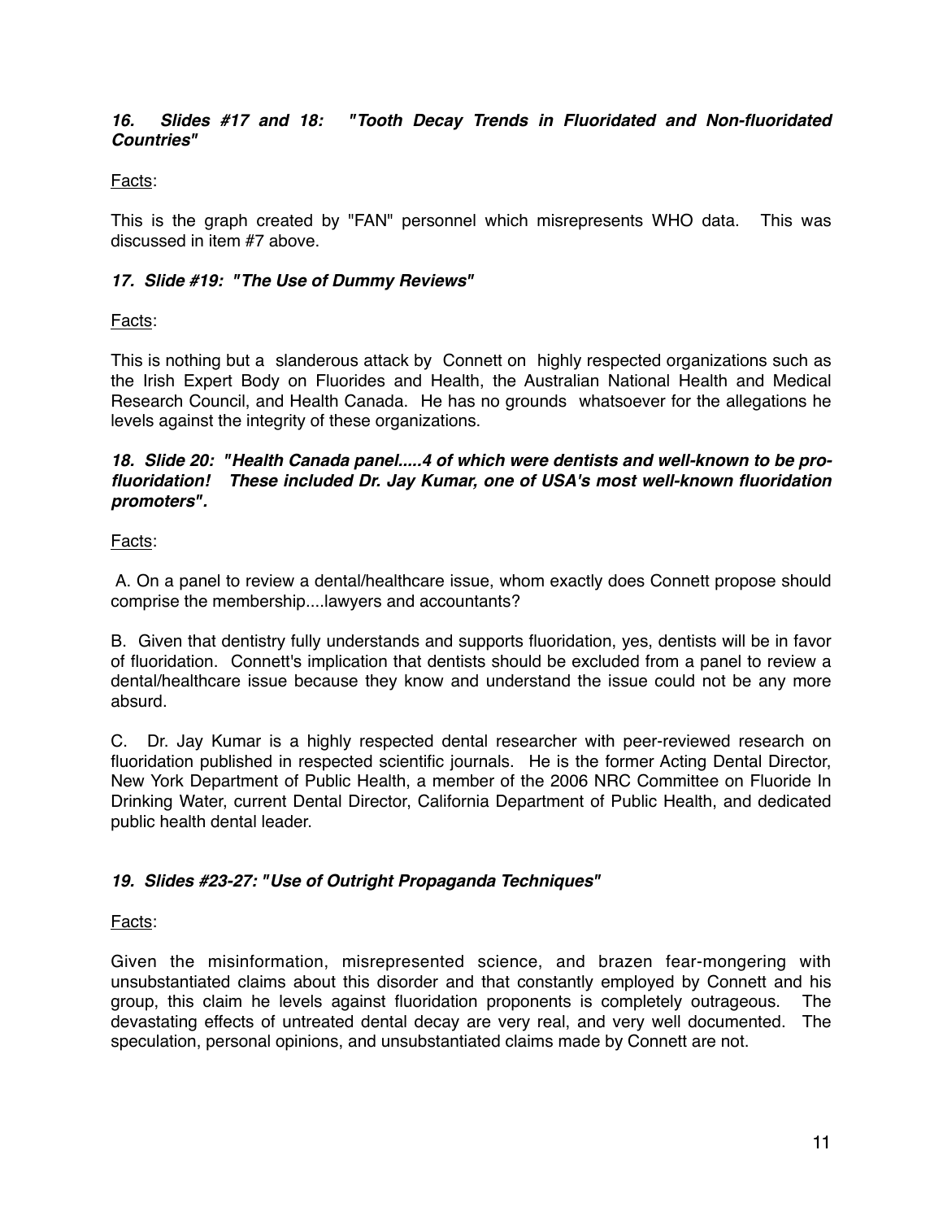***16. Slides #17 and 18: "Tooth Decay Trends in Fluoridated and Non-fluoridated Countries"***

Facts:

This is the graph created by "FAN" personnel which misrepresents WHO data. This was discussed in item #7 above.

***17. Slide #19: "The Use of Dummy Reviews"***

Facts:

This is nothing but a slanderous attack by Connett on highly respected organizations such as the Irish Expert Body on Fluorides and Health, the Australian National Health and Medical Research Council, and Health Canada. He has no grounds whatsoever for the allegations he levels against the integrity of these organizations.

***18. Slide 20: "Health Canada panel.....4 of which were dentists and well-known to be pro-fluoridation! These included Dr. Jay Kumar, one of USA's most well-known fluoridation promoters".***

Facts:

A. On a panel to review a dental/healthcare issue, whom exactly does Connett propose should comprise the membership....lawyers and accountants?

B. Given that dentistry fully understands and supports fluoridation, yes, dentists will be in favor of fluoridation. Connett's implication that dentists should be excluded from a panel to review a dental/healthcare issue because they know and understand the issue could not be any more absurd.

C. Dr. Jay Kumar is a highly respected dental researcher with peer-reviewed research on fluoridation published in respected scientific journals. He is the former Acting Dental Director, New York Department of Public Health, a member of the 2006 NRC Committee on Fluoride In Drinking Water, current Dental Director, California Department of Public Health, and dedicated public health dental leader.

***19. Slides #23-27: "Use of Outright Propaganda Techniques"***

Facts:

Given the misinformation, misrepresented science, and brazen fear-mongering with unsubstantiated claims about this disorder and that constantly employed by Connett and his group, this claim he levels against fluoridation proponents is completely outrageous. The devastating effects of untreated dental decay are very real, and very well documented. The speculation, personal opinions, and unsubstantiated claims made by Connett are not.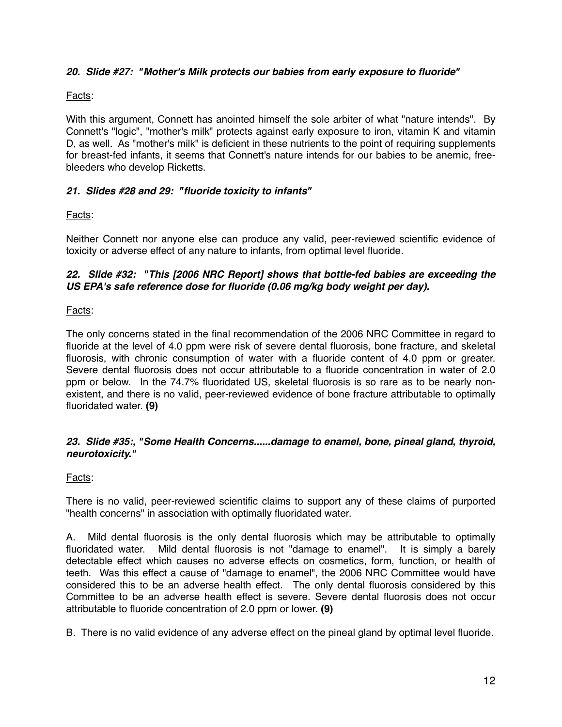### *20. Slide #27: "Mother's Milk protects our babies from early exposure to fluoride"*

Facts:

With this argument, Connett has anointed himself the sole arbiter of what "nature intends". By Connett's "logic", "mother's milk" protects against early exposure to iron, vitamin K and vitamin D, as well. As "mother's milk" is deficient in these nutrients to the point of requiring supplements for breast-fed infants, it seems that Connett's nature intends for our babies to be anemic, free-bleeders who develop Ricketts.

### *21. Slides #28 and 29: "fluoride toxicity to infants"*

Facts:

Neither Connett nor anyone else can produce any valid, peer-reviewed scientific evidence of toxicity or adverse effect of any nature to infants, from optimal level fluoride.

### *22. Slide #32: "This [2006 NRC Report] shows that bottle-fed babies are exceeding the US EPA's safe reference dose for fluoride (0.06 mg/kg body weight per day).*

Facts:

The only concerns stated in the final recommendation of the 2006 NRC Committee in regard to fluoride at the level of 4.0 ppm were risk of severe dental fluorosis, bone fracture, and skeletal fluorosis, with chronic consumption of water with a fluoride content of 4.0 ppm or greater. Severe dental fluorosis does not occur attributable to a fluoride concentration in water of 2.0 ppm or below. In the 74.7% fluoridated US, skeletal fluorosis is so rare as to be nearly non-existent, and there is no valid, peer-reviewed evidence of bone fracture attributable to optimally fluoridated water. **(9)**

### *23. Slide #35:, "Some Health Concerns......damage to enamel, bone, pineal gland, thyroid, neurotoxicity."*

Facts:

There is no valid, peer-reviewed scientific claims to support any of these claims of purported "health concerns" in association with optimally fluoridated water.

A. Mild dental fluorosis is the only dental fluorosis which may be attributable to optimally fluoridated water. Mild dental fluorosis is not "damage to enamel". It is simply a barely detectable effect which causes no adverse effects on cosmetics, form, function, or health of teeth. Was this effect a cause of "damage to enamel", the 2006 NRC Committee would have considered this to be an adverse health effect. The only dental fluorosis considered by this Committee to be an adverse health effect is severe. Severe dental fluorosis does not occur attributable to fluoride concentration of 2.0 ppm or lower. **(9)**

B. There is no valid evidence of any adverse effect on the pineal gland by optimal level fluoride.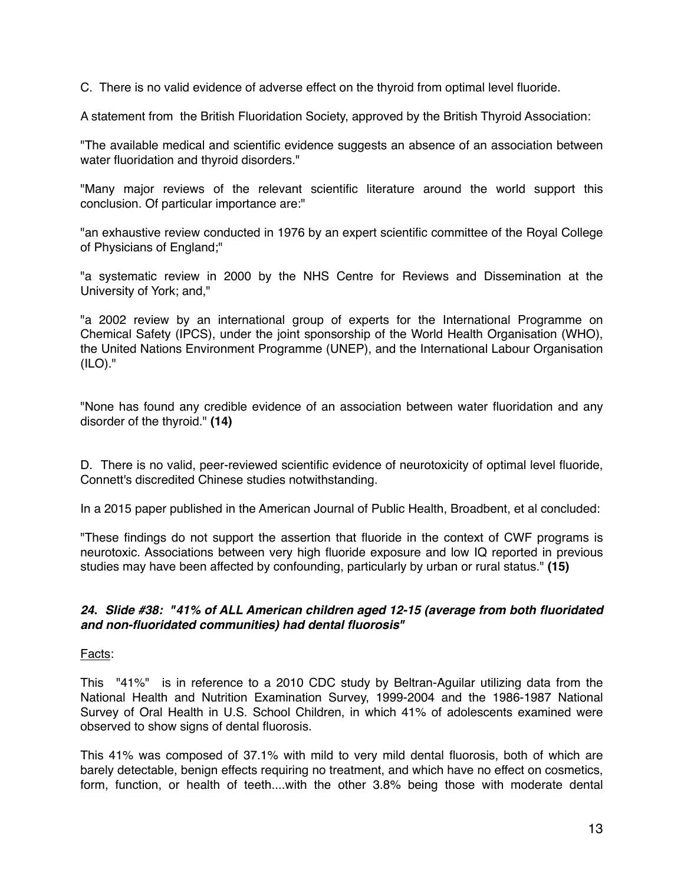C. There is no valid evidence of adverse effect on the thyroid from optimal level fluoride.

A statement from the British Fluoridation Society, approved by the British Thyroid Association:

"The available medical and scientific evidence suggests an absence of an association between water fluoridation and thyroid disorders."

"Many major reviews of the relevant scientific literature around the world support this conclusion. Of particular importance are:"

"an exhaustive review conducted in 1976 by an expert scientific committee of the Royal College of Physicians of England;"

"a systematic review in 2000 by the NHS Centre for Reviews and Dissemination at the University of York; and,"

"a 2002 review by an international group of experts for the International Programme on Chemical Safety (IPCS), under the joint sponsorship of the World Health Organisation (WHO), the United Nations Environment Programme (UNEP), and the International Labour Organisation (ILO)."

"None has found any credible evidence of an association between water fluoridation and any disorder of the thyroid." **(14)**

D. There is no valid, peer-reviewed scientific evidence of neurotoxicity of optimal level fluoride, Connett's discredited Chinese studies notwithstanding.

In a 2015 paper published in the American Journal of Public Health, Broadbent, et al concluded:

"These findings do not support the assertion that fluoride in the context of CWF programs is neurotoxic. Associations between very high fluoride exposure and low IQ reported in previous studies may have been affected by confounding, particularly by urban or rural status." **(15)**

***24. Slide #38: "41% of ALL American children aged 12-15 (average from both fluoridated and non-fluoridated communities) had dental fluorosis"***

Facts:

This "41%" is in reference to a 2010 CDC study by Beltran-Aguilar utilizing data from the National Health and Nutrition Examination Survey, 1999-2004 and the 1986-1987 National Survey of Oral Health in U.S. School Children, in which 41% of adolescents examined were observed to show signs of dental fluorosis.

This 41% was composed of 37.1% with mild to very mild dental fluorosis, both of which are barely detectable, benign effects requiring no treatment, and which have no effect on cosmetics, form, function, or health of teeth....with the other 3.8% being those with moderate dental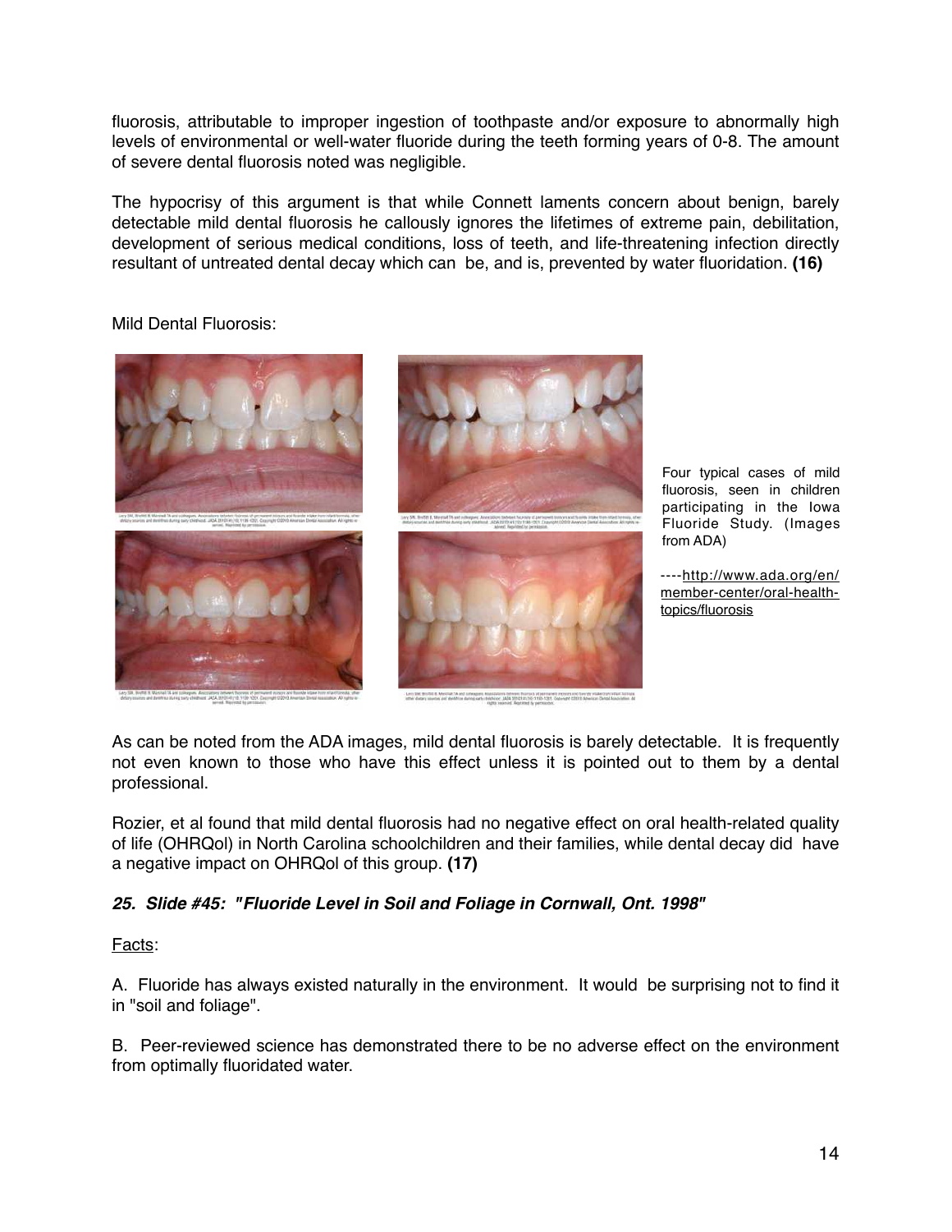fluorosis, attributable to improper ingestion of toothpaste and/or exposure to abnormally high levels of environmental or well-water fluoride during the teeth forming years of 0-8. The amount of severe dental fluorosis noted was negligible.

The hypocrisy of this argument is that while Connett laments concern about benign, barely detectable mild dental fluorosis he callously ignores the lifetimes of extreme pain, debilitation, development of serious medical conditions, loss of teeth, and life-threatening infection directly resultant of untreated dental decay which can be, and is, prevented by water fluoridation. **(16)**

Mild Dental Fluorosis:

Four typical cases of mild fluorosis, seen in children participating in the Iowa Fluoride Study. (Images from ADA)

----http://www.ada.org/en/member-center/oral-health-topics/fluorosis

As can be noted from the ADA images, mild dental fluorosis is barely detectable. It is frequently not even known to those who have this effect unless it is pointed out to them by a dental professional.

Rozier, et al found that mild dental fluorosis had no negative effect on oral health-related quality of life (OHRQol) in North Carolina schoolchildren and their families, while dental decay did have a negative impact on OHRQol of this group. **(17)**

***25. Slide #45: "Fluoride Level in Soil and Foliage in Cornwall, Ont. 1998"***

Facts:

A. Fluoride has always existed naturally in the environment. It would be surprising not to find it in "soil and foliage".

B. Peer-reviewed science has demonstrated there to be no adverse effect on the environment from optimally fluoridated water.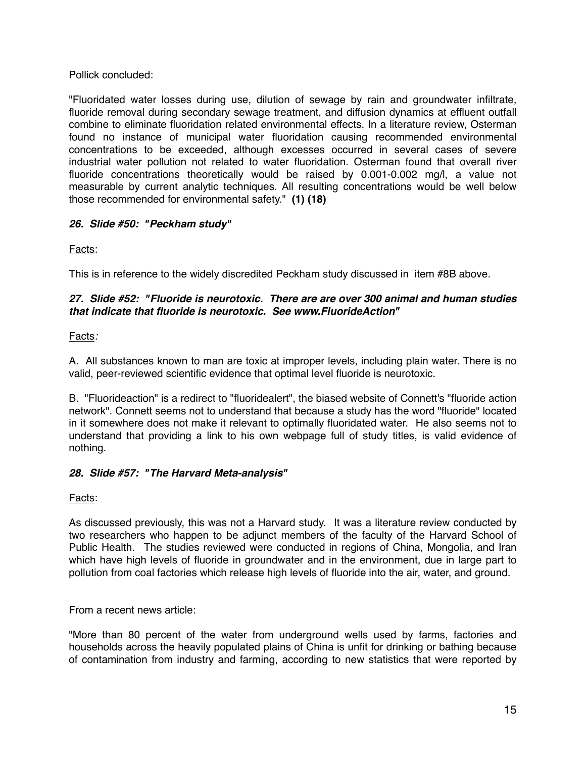Pollick concluded:

"Fluoridated water losses during use, dilution of sewage by rain and groundwater infiltrate, fluoride removal during secondary sewage treatment, and diffusion dynamics at effluent outfall combine to eliminate fluoridation related environmental effects. In a literature review, Osterman found no instance of municipal water fluoridation causing recommended environmental concentrations to be exceeded, although excesses occurred in several cases of severe industrial water pollution not related to water fluoridation. Osterman found that overall river fluoride concentrations theoretically would be raised by 0.001-0.002 mg/l, a value not measurable by current analytic techniques. All resulting concentrations would be well below those recommended for environmental safety." **(1) (18)**

***26. Slide #50: "Peckham study"***

Facts:

This is in reference to the widely discredited Peckham study discussed in item #8B above.

***27. Slide #52: "Fluoride is neurotoxic. There are are over 300 animal and human studies that indicate that fluoride is neurotoxic. See www.FluorideAction"***

Facts*:*

A. All substances known to man are toxic at improper levels, including plain water. There is no valid, peer-reviewed scientific evidence that optimal level fluoride is neurotoxic.

B. "Fluorideaction" is a redirect to "fluoridealert", the biased website of Connett's "fluoride action network". Connett seems not to understand that because a study has the word "fluoride" located in it somewhere does not make it relevant to optimally fluoridated water. He also seems not to understand that providing a link to his own webpage full of study titles, is valid evidence of nothing.

***28. Slide #57: "The Harvard Meta-analysis"***

Facts:

As discussed previously, this was not a Harvard study. It was a literature review conducted by two researchers who happen to be adjunct members of the faculty of the Harvard School of Public Health. The studies reviewed were conducted in regions of China, Mongolia, and Iran which have high levels of fluoride in groundwater and in the environment, due in large part to pollution from coal factories which release high levels of fluoride into the air, water, and ground.

From a recent news article:

"More than 80 percent of the water from underground wells used by farms, factories and households across the heavily populated plains of China is unfit for drinking or bathing because of contamination from industry and farming, according to new statistics that were reported by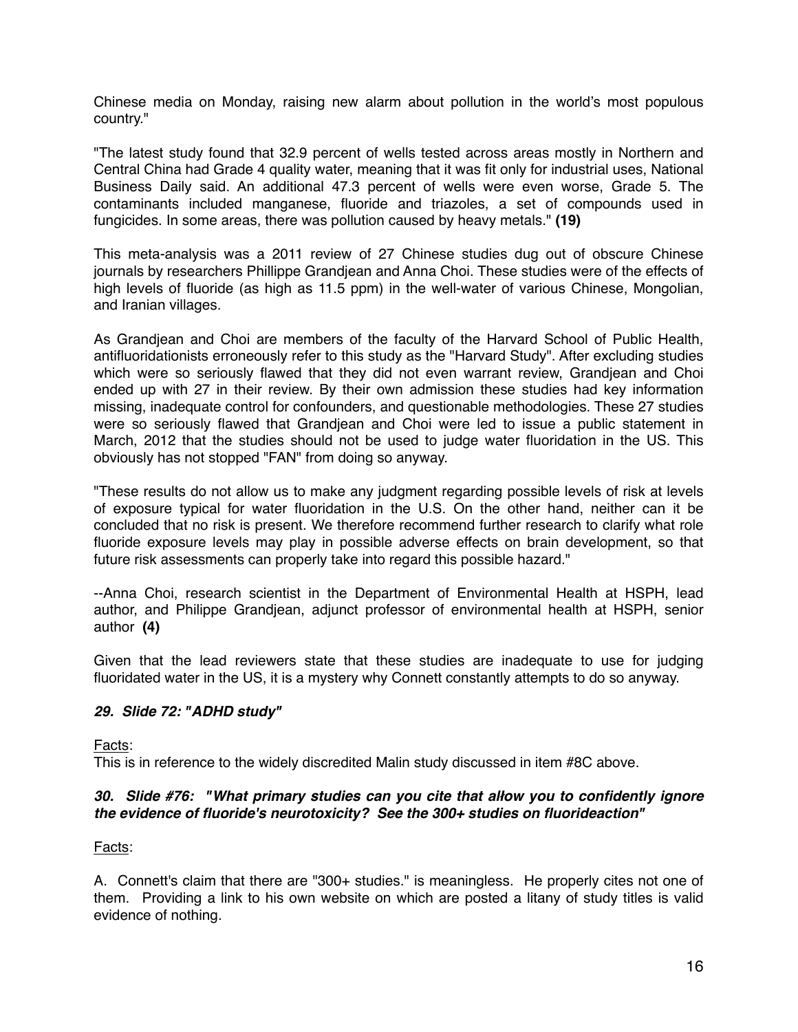Chinese media on Monday, raising new alarm about pollution in the world's most populous country."

"The latest study found that 32.9 percent of wells tested across areas mostly in Northern and Central China had Grade 4 quality water, meaning that it was fit only for industrial uses, National Business Daily said. An additional 47.3 percent of wells were even worse, Grade 5. The contaminants included manganese, fluoride and triazoles, a set of compounds used in fungicides. In some areas, there was pollution caused by heavy metals." **(19)**

This meta-analysis was a 2011 review of 27 Chinese studies dug out of obscure Chinese journals by researchers Phillippe Grandjean and Anna Choi. These studies were of the effects of high levels of fluoride (as high as 11.5 ppm) in the well-water of various Chinese, Mongolian, and Iranian villages.

As Grandjean and Choi are members of the faculty of the Harvard School of Public Health, antifluoridationists erroneously refer to this study as the "Harvard Study". After excluding studies which were so seriously flawed that they did not even warrant review, Grandjean and Choi ended up with 27 in their review. By their own admission these studies had key information missing, inadequate control for confounders, and questionable methodologies. These 27 studies were so seriously flawed that Grandjean and Choi were led to issue a public statement in March, 2012 that the studies should not be used to judge water fluoridation in the US. This obviously has not stopped "FAN" from doing so anyway.

"These results do not allow us to make any judgment regarding possible levels of risk at levels of exposure typical for water fluoridation in the U.S. On the other hand, neither can it be concluded that no risk is present. We therefore recommend further research to clarify what role fluoride exposure levels may play in possible adverse effects on brain development, so that future risk assessments can properly take into regard this possible hazard."

--Anna Choi, research scientist in the Department of Environmental Health at HSPH, lead author, and Philippe Grandjean, adjunct professor of environmental health at HSPH, senior author **(4)**

Given that the lead reviewers state that these studies are inadequate to use for judging fluoridated water in the US, it is a mystery why Connett constantly attempts to do so anyway.

***29. Slide 72: "ADHD study"***

Facts:
This is in reference to the widely discredited Malin study discussed in item #8C above.

***30. Slide #76: "What primary studies can you cite that allow you to confidently ignore the evidence of fluoride's neurotoxicity? See the 300+ studies on fluorideaction"***

Facts:

A. Connett's claim that there are "300+ studies." is meaningless. He properly cites not one of them. Providing a link to his own website on which are posted a litany of study titles is valid evidence of nothing.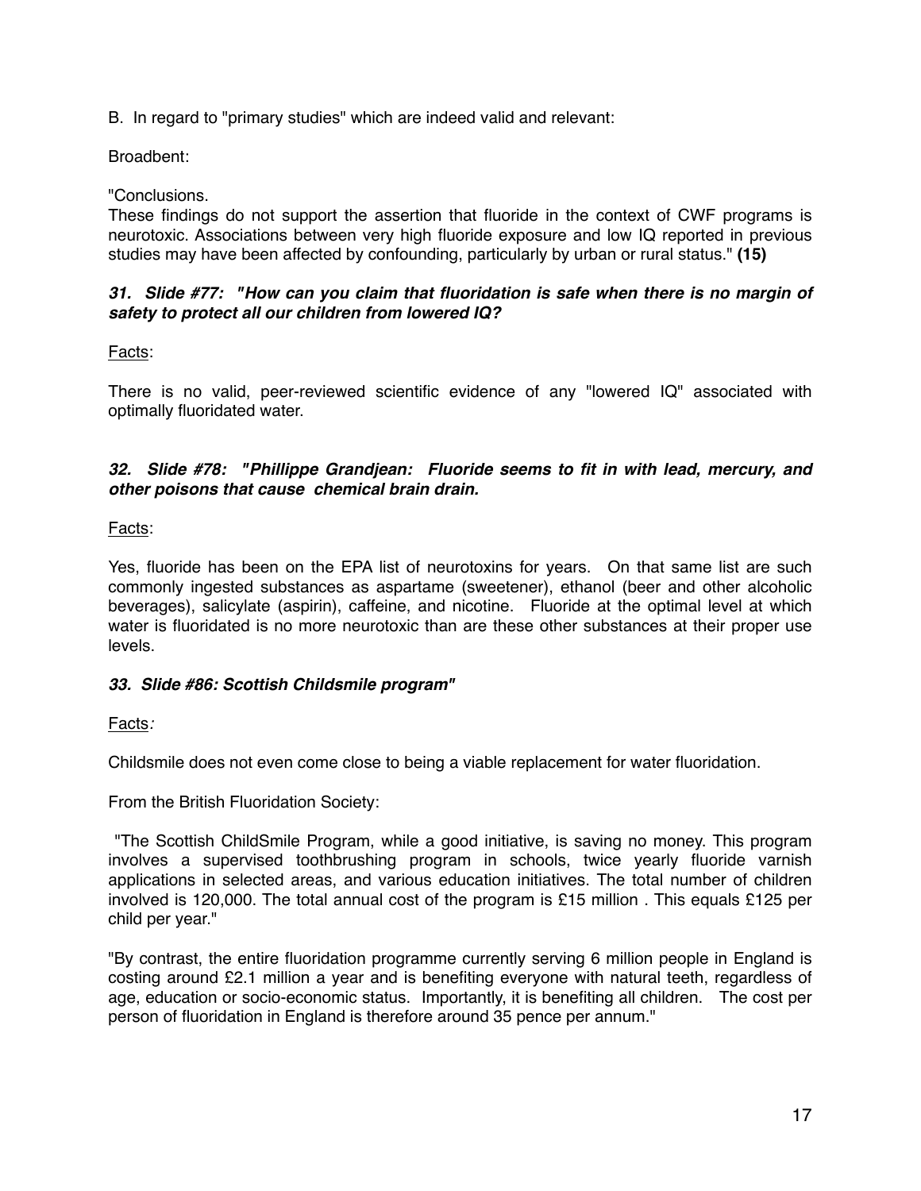B. In regard to "primary studies" which are indeed valid and relevant:

Broadbent:

"Conclusions.
These findings do not support the assertion that fluoride in the context of CWF programs is neurotoxic. Associations between very high fluoride exposure and low IQ reported in previous studies may have been affected by confounding, particularly by urban or rural status." **(15)**

***31. Slide #77: "How can you claim that fluoridation is safe when there is no margin of safety to protect all our children from lowered IQ?***

Facts:

There is no valid, peer-reviewed scientific evidence of any "lowered IQ" associated with optimally fluoridated water.

***32. Slide #78: "Phillippe Grandjean: Fluoride seems to fit in with lead, mercury, and other poisons that cause chemical brain drain.***

Facts:

Yes, fluoride has been on the EPA list of neurotoxins for years. On that same list are such commonly ingested substances as aspartame (sweetener), ethanol (beer and other alcoholic beverages), salicylate (aspirin), caffeine, and nicotine. Fluoride at the optimal level at which water is fluoridated is no more neurotoxic than are these other substances at their proper use levels.

***33. Slide #86: Scottish Childsmile program"***

Facts*:*

Childsmile does not even come close to being a viable replacement for water fluoridation.

From the British Fluoridation Society:

"The Scottish ChildSmile Program, while a good initiative, is saving no money. This program involves a supervised toothbrushing program in schools, twice yearly fluoride varnish applications in selected areas, and various education initiatives. The total number of children involved is 120,000. The total annual cost of the program is £15 million . This equals £125 per child per year."

"By contrast, the entire fluoridation programme currently serving 6 million people in England is costing around £2.1 million a year and is benefiting everyone with natural teeth, regardless of age, education or socio-economic status. Importantly, it is benefiting all children. The cost per person of fluoridation in England is therefore around 35 pence per annum."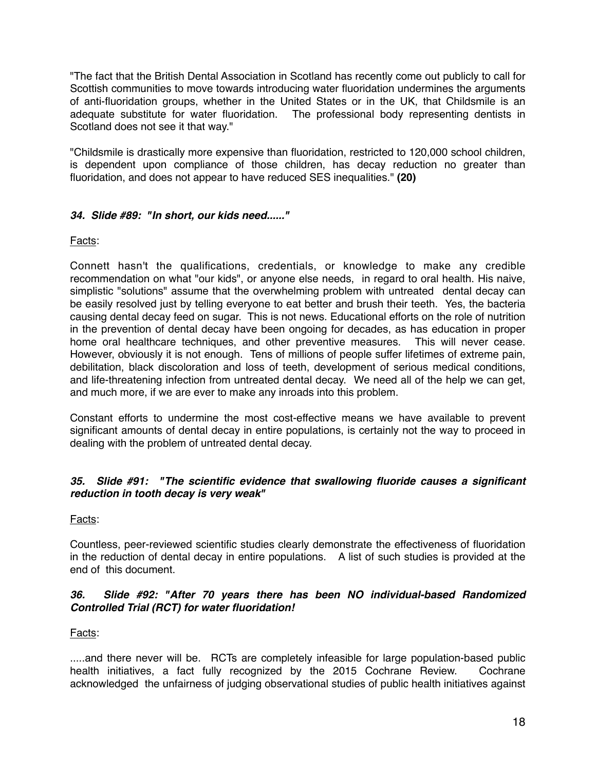"The fact that the British Dental Association in Scotland has recently come out publicly to call for Scottish communities to move towards introducing water fluoridation undermines the arguments of anti-fluoridation groups, whether in the United States or in the UK, that Childsmile is an adequate substitute for water fluoridation. The professional body representing dentists in Scotland does not see it that way."

"Childsmile is drastically more expensive than fluoridation, restricted to 120,000 school children, is dependent upon compliance of those children, has decay reduction no greater than fluoridation, and does not appear to have reduced SES inequalities." **(20)**

### *34. Slide #89: "In short, our kids need......"*

Facts:

Connett hasn't the qualifications, credentials, or knowledge to make any credible recommendation on what "our kids", or anyone else needs, in regard to oral health. His naive, simplistic "solutions" assume that the overwhelming problem with untreated dental decay can be easily resolved just by telling everyone to eat better and brush their teeth. Yes, the bacteria causing dental decay feed on sugar. This is not news. Educational efforts on the role of nutrition in the prevention of dental decay have been ongoing for decades, as has education in proper home oral healthcare techniques, and other preventive measures. This will never cease. However, obviously it is not enough. Tens of millions of people suffer lifetimes of extreme pain, debilitation, black discoloration and loss of teeth, development of serious medical conditions, and life-threatening infection from untreated dental decay. We need all of the help we can get, and much more, if we are ever to make any inroads into this problem.

Constant efforts to undermine the most cost-effective means we have available to prevent significant amounts of dental decay in entire populations, is certainly not the way to proceed in dealing with the problem of untreated dental decay.

### *35. Slide #91: "The scientific evidence that swallowing fluoride causes a significant reduction in tooth decay is very weak"*

Facts:

Countless, peer-reviewed scientific studies clearly demonstrate the effectiveness of fluoridation in the reduction of dental decay in entire populations. A list of such studies is provided at the end of this document.

### *36. Slide #92: "After 70 years there has been NO individual-based Randomized Controlled Trial (RCT) for water fluoridation!*

Facts:

.....and there never will be. RCTs are completely infeasible for large population-based public health initiatives, a fact fully recognized by the 2015 Cochrane Review. Cochrane acknowledged the unfairness of judging observational studies of public health initiatives against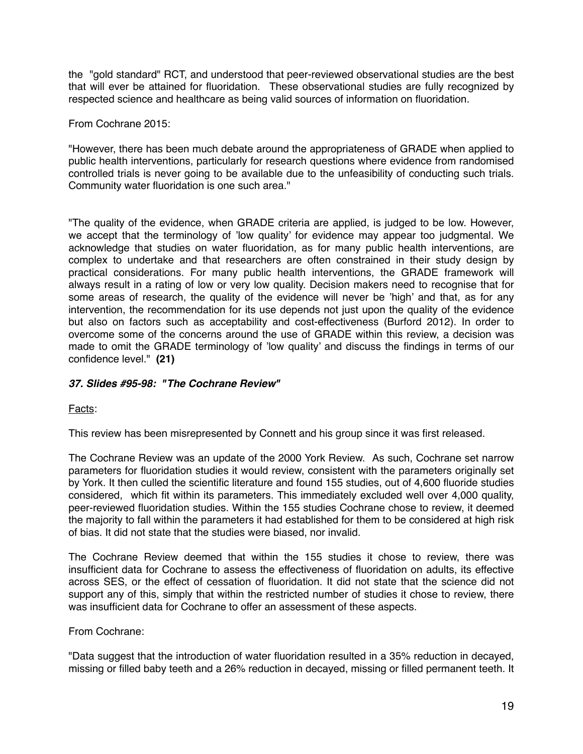the "gold standard" RCT, and understood that peer-reviewed observational studies are the best that will ever be attained for fluoridation. These observational studies are fully recognized by respected science and healthcare as being valid sources of information on fluoridation.

From Cochrane 2015:

"However, there has been much debate around the appropriateness of GRADE when applied to public health interventions, particularly for research questions where evidence from randomised controlled trials is never going to be available due to the unfeasibility of conducting such trials. Community water fluoridation is one such area."

"The quality of the evidence, when GRADE criteria are applied, is judged to be low. However, we accept that the terminology of 'low quality' for evidence may appear too judgmental. We acknowledge that studies on water fluoridation, as for many public health interventions, are complex to undertake and that researchers are often constrained in their study design by practical considerations. For many public health interventions, the GRADE framework will always result in a rating of low or very low quality. Decision makers need to recognise that for some areas of research, the quality of the evidence will never be 'high' and that, as for any intervention, the recommendation for its use depends not just upon the quality of the evidence but also on factors such as acceptability and cost-effectiveness (Burford 2012). In order to overcome some of the concerns around the use of GRADE within this review, a decision was made to omit the GRADE terminology of 'low quality' and discuss the findings in terms of our confidence level." **(21)**

### ***37. Slides #95-98: "The Cochrane Review"***

Facts:

This review has been misrepresented by Connett and his group since it was first released.

The Cochrane Review was an update of the 2000 York Review. As such, Cochrane set narrow parameters for fluoridation studies it would review, consistent with the parameters originally set by York. It then culled the scientific literature and found 155 studies, out of 4,600 fluoride studies considered, which fit within its parameters. This immediately excluded well over 4,000 quality, peer-reviewed fluoridation studies. Within the 155 studies Cochrane chose to review, it deemed the majority to fall within the parameters it had established for them to be considered at high risk of bias. It did not state that the studies were biased, nor invalid.

The Cochrane Review deemed that within the 155 studies it chose to review, there was insufficient data for Cochrane to assess the effectiveness of fluoridation on adults, its effective across SES, or the effect of cessation of fluoridation. It did not state that the science did not support any of this, simply that within the restricted number of studies it chose to review, there was insufficient data for Cochrane to offer an assessment of these aspects.

From Cochrane:

"Data suggest that the introduction of water fluoridation resulted in a 35% reduction in decayed, missing or filled baby teeth and a 26% reduction in decayed, missing or filled permanent teeth. It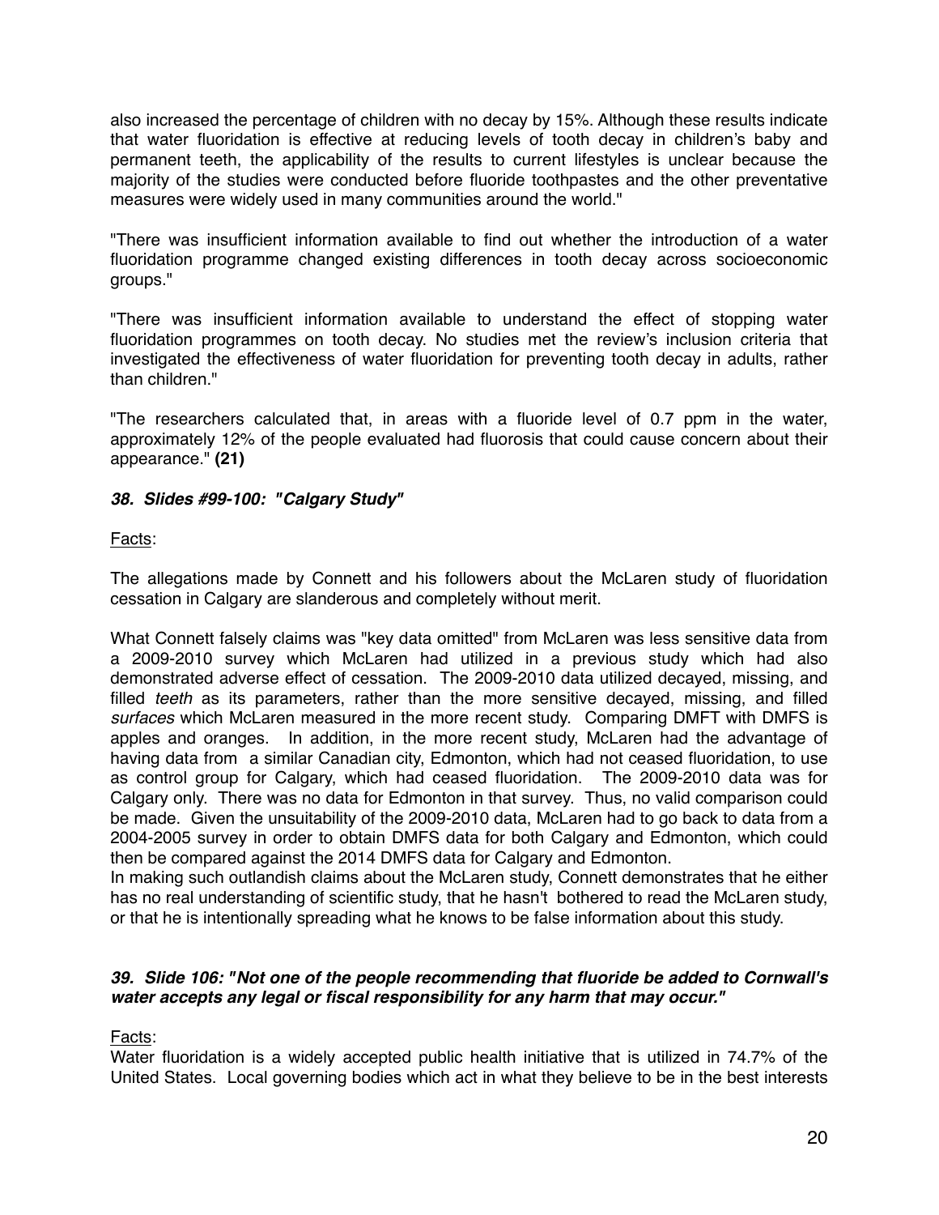also increased the percentage of children with no decay by 15%. Although these results indicate that water fluoridation is effective at reducing levels of tooth decay in children's baby and permanent teeth, the applicability of the results to current lifestyles is unclear because the majority of the studies were conducted before fluoride toothpastes and the other preventative measures were widely used in many communities around the world."

"There was insufficient information available to find out whether the introduction of a water fluoridation programme changed existing differences in tooth decay across socioeconomic groups."

"There was insufficient information available to understand the effect of stopping water fluoridation programmes on tooth decay. No studies met the review's inclusion criteria that investigated the effectiveness of water fluoridation for preventing tooth decay in adults, rather than children."

"The researchers calculated that, in areas with a fluoride level of 0.7 ppm in the water, approximately 12% of the people evaluated had fluorosis that could cause concern about their appearance." **(21)**

### *38. Slides #99-100: "Calgary Study"*

Facts:

The allegations made by Connett and his followers about the McLaren study of fluoridation cessation in Calgary are slanderous and completely without merit.

What Connett falsely claims was "key data omitted" from McLaren was less sensitive data from a 2009-2010 survey which McLaren had utilized in a previous study which had also demonstrated adverse effect of cessation. The 2009-2010 data utilized decayed, missing, and filled *teeth* as its parameters, rather than the more sensitive decayed, missing, and filled *surfaces* which McLaren measured in the more recent study. Comparing DMFT with DMFS is apples and oranges. In addition, in the more recent study, McLaren had the advantage of having data from a similar Canadian city, Edmonton, which had not ceased fluoridation, to use as control group for Calgary, which had ceased fluoridation. The 2009-2010 data was for Calgary only. There was no data for Edmonton in that survey. Thus, no valid comparison could be made. Given the unsuitability of the 2009-2010 data, McLaren had to go back to data from a 2004-2005 survey in order to obtain DMFS data for both Calgary and Edmonton, which could then be compared against the 2014 DMFS data for Calgary and Edmonton.
In making such outlandish claims about the McLaren study, Connett demonstrates that he either has no real understanding of scientific study, that he hasn't bothered to read the McLaren study, or that he is intentionally spreading what he knows to be false information about this study.

### *39. Slide 106: "Not one of the people recommending that fluoride be added to Cornwall's water accepts any legal or fiscal responsibility for any harm that may occur."*

Facts:
Water fluoridation is a widely accepted public health initiative that is utilized in 74.7% of the United States. Local governing bodies which act in what they believe to be in the best interests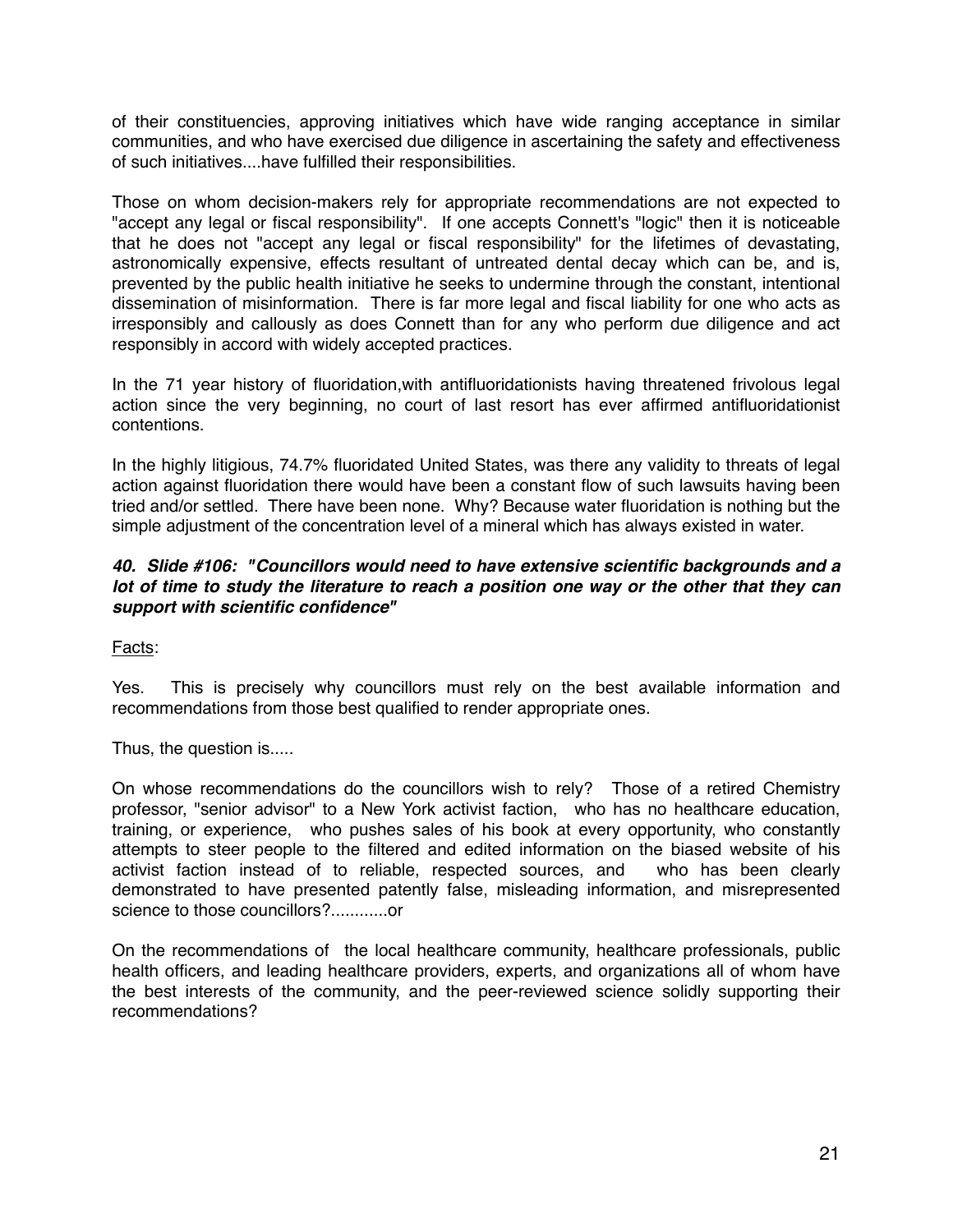of their constituencies, approving initiatives which have wide ranging acceptance in similar communities, and who have exercised due diligence in ascertaining the safety and effectiveness of such initiatives....have fulfilled their responsibilities.

Those on whom decision-makers rely for appropriate recommendations are not expected to "accept any legal or fiscal responsibility". If one accepts Connett's "logic" then it is noticeable that he does not "accept any legal or fiscal responsibility" for the lifetimes of devastating, astronomically expensive, effects resultant of untreated dental decay which can be, and is, prevented by the public health initiative he seeks to undermine through the constant, intentional dissemination of misinformation. There is far more legal and fiscal liability for one who acts as irresponsibly and callously as does Connett than for any who perform due diligence and act responsibly in accord with widely accepted practices.

In the 71 year history of fluoridation,with antifluoridationists having threatened frivolous legal action since the very beginning, no court of last resort has ever affirmed antifluoridationist contentions.

In the highly litigious, 74.7% fluoridated United States, was there any validity to threats of legal action against fluoridation there would have been a constant flow of such lawsuits having been tried and/or settled. There have been none. Why? Because water fluoridation is nothing but the simple adjustment of the concentration level of a mineral which has always existed in water.

***40. Slide #106: "Councillors would need to have extensive scientific backgrounds and a lot of time to study the literature to reach a position one way or the other that they can support with scientific confidence"***

<u>Facts</u>:

Yes. This is precisely why councillors must rely on the best available information and recommendations from those best qualified to render appropriate ones.

Thus, the question is.....

On whose recommendations do the councillors wish to rely? Those of a retired Chemistry professor, "senior advisor" to a New York activist faction, who has no healthcare education, training, or experience, who pushes sales of his book at every opportunity, who constantly attempts to steer people to the filtered and edited information on the biased website of his activist faction instead of to reliable, respected sources, and who has been clearly demonstrated to have presented patently false, misleading information, and misrepresented science to those councillors?............or

On the recommendations of the local healthcare community, healthcare professionals, public health officers, and leading healthcare providers, experts, and organizations all of whom have the best interests of the community, and the peer-reviewed science solidly supporting their recommendations?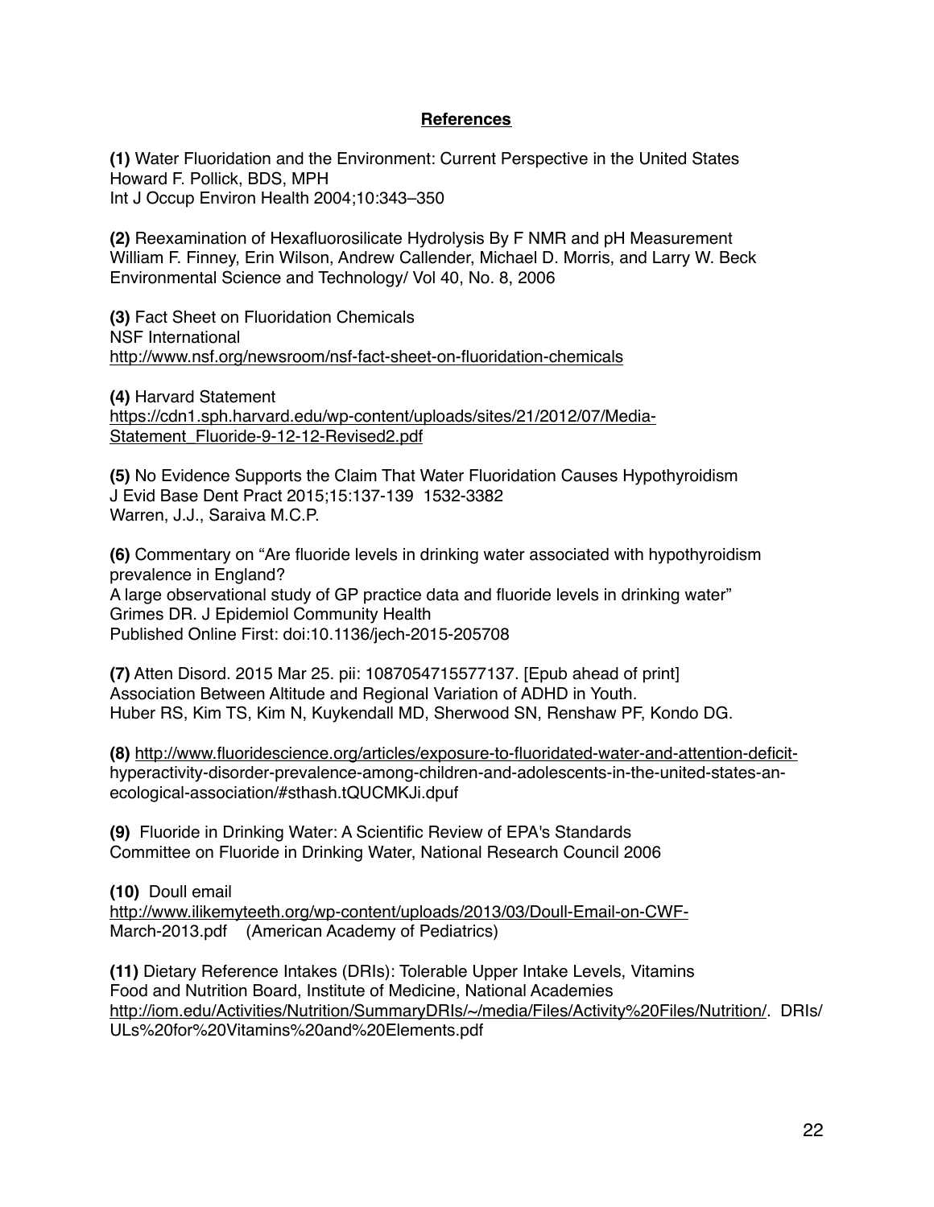## References

**(1)** Water Fluoridation and the Environment: Current Perspective in the United States
Howard F. Pollick, BDS, MPH
Int J Occup Environ Health 2004;10:343–350

**(2)** Reexamination of Hexafluorosilicate Hydrolysis By F NMR and pH Measurement
William F. Finney, Erin Wilson, Andrew Callender, Michael D. Morris, and Larry W. Beck
Environmental Science and Technology/ Vol 40, No. 8, 2006

**(3)** Fact Sheet on Fluoridation Chemicals
NSF International
http://www.nsf.org/newsroom/nsf-fact-sheet-on-fluoridation-chemicals

**(4)** Harvard Statement
https://cdn1.sph.harvard.edu/wp-content/uploads/sites/21/2012/07/Media-Statement_Fluoride-9-12-12-Revised2.pdf

**(5)** No Evidence Supports the Claim That Water Fluoridation Causes Hypothyroidism
J Evid Base Dent Pract 2015;15:137-139 1532-3382
Warren, J.J., Saraiva M.C.P.

**(6)** Commentary on "Are fluoride levels in drinking water associated with hypothyroidism prevalence in England?
A large observational study of GP practice data and fluoride levels in drinking water"
Grimes DR. J Epidemiol Community Health
Published Online First: doi:10.1136/jech-2015-205708

**(7)** Atten Disord. 2015 Mar 25. pii: 1087054715577137. [Epub ahead of print]
Association Between Altitude and Regional Variation of ADHD in Youth.
Huber RS, Kim TS, Kim N, Kuykendall MD, Sherwood SN, Renshaw PF, Kondo DG.

**(8)** http://www.fluoridescience.org/articles/exposure-to-fluoridated-water-and-attention-deficit-hyperactivity-disorder-prevalence-among-children-and-adolescents-in-the-united-states-an-ecological-association/#sthash.tQUCMKJi.dpuf

**(9)** Fluoride in Drinking Water: A Scientific Review of EPA's Standards
Committee on Fluoride in Drinking Water, National Research Council 2006

**(10)** Doull email
http://www.ilikemyteeth.org/wp-content/uploads/2013/03/Doull-Email-on-CWF-March-2013.pdf (American Academy of Pediatrics)

**(11)** Dietary Reference Intakes (DRIs): Tolerable Upper Intake Levels, Vitamins
Food and Nutrition Board, Institute of Medicine, National Academies
http://iom.edu/Activities/Nutrition/SummaryDRIs/~/media/Files/Activity%20Files/Nutrition/. DRIs/ULs%20for%20Vitamins%20and%20Elements.pdf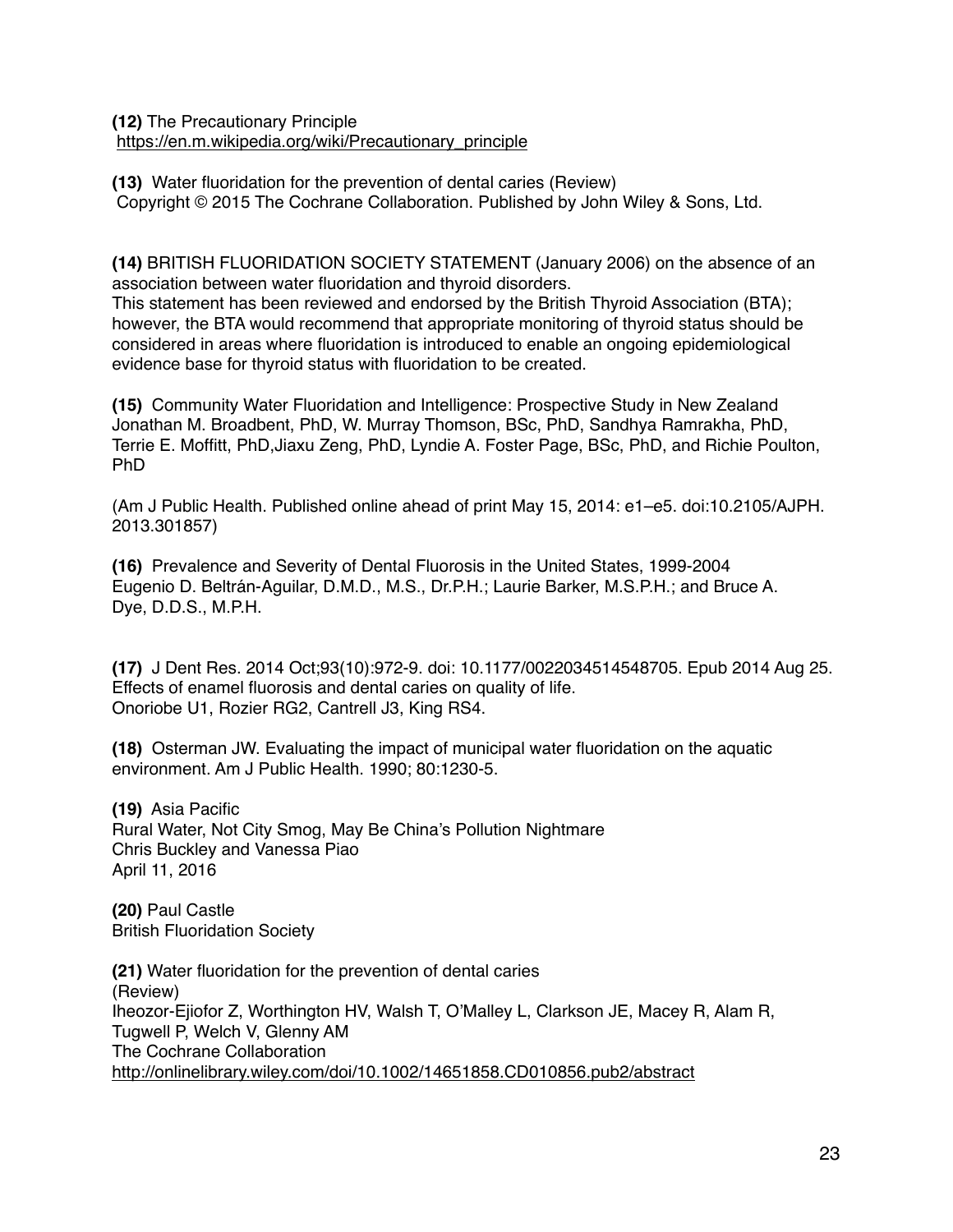**(12)** The Precautionary Principle
https://en.m.wikipedia.org/wiki/Precautionary_principle

**(13)** Water fluoridation for the prevention of dental caries (Review)
Copyright © 2015 The Cochrane Collaboration. Published by John Wiley & Sons, Ltd.

**(14)** BRITISH FLUORIDATION SOCIETY STATEMENT (January 2006) on the absence of an association between water fluoridation and thyroid disorders.
This statement has been reviewed and endorsed by the British Thyroid Association (BTA); however, the BTA would recommend that appropriate monitoring of thyroid status should be considered in areas where fluoridation is introduced to enable an ongoing epidemiological evidence base for thyroid status with fluoridation to be created.

**(15)** Community Water Fluoridation and Intelligence: Prospective Study in New Zealand
Jonathan M. Broadbent, PhD, W. Murray Thomson, BSc, PhD, Sandhya Ramrakha, PhD, Terrie E. Moffitt, PhD,Jiaxu Zeng, PhD, Lyndie A. Foster Page, BSc, PhD, and Richie Poulton, PhD

(Am J Public Health. Published online ahead of print May 15, 2014: e1–e5. doi:10.2105/AJPH.2013.301857)

**(16)** Prevalence and Severity of Dental Fluorosis in the United States, 1999-2004
Eugenio D. Beltrán-Aguilar, D.M.D., M.S., Dr.P.H.; Laurie Barker, M.S.P.H.; and Bruce A. Dye, D.D.S., M.P.H.

**(17)** J Dent Res. 2014 Oct;93(10):972-9. doi: 10.1177/0022034514548705. Epub 2014 Aug 25.
Effects of enamel fluorosis and dental caries on quality of life.
Onoriobe U1, Rozier RG2, Cantrell J3, King RS4.

**(18)** Osterman JW. Evaluating the impact of municipal water fluoridation on the aquatic environment. Am J Public Health. 1990; 80:1230-5.

**(19)** Asia Pacific
Rural Water, Not City Smog, May Be China's Pollution Nightmare
Chris Buckley and Vanessa Piao
April 11, 2016

**(20)** Paul Castle
British Fluoridation Society

**(21)** Water fluoridation for the prevention of dental caries
(Review)
Iheozor-Ejiofor Z, Worthington HV, Walsh T, O'Malley L, Clarkson JE, Macey R, Alam R, Tugwell P, Welch V, Glenny AM
The Cochrane Collaboration
http://onlinelibrary.wiley.com/doi/10.1002/14651858.CD010856.pub2/abstract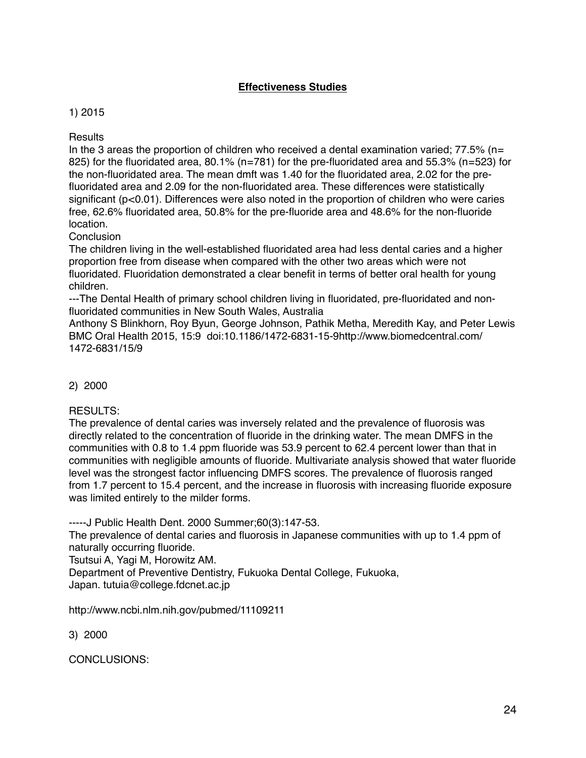## **Effectiveness Studies**

1) 2015

Results

In the 3 areas the proportion of children who received a dental examination varied; 77.5% (n= 825) for the fluoridated area, 80.1% (n=781) for the pre-fluoridated area and 55.3% (n=523) for the non-fluoridated area. The mean dmft was 1.40 for the fluoridated area, 2.02 for the pre-fluoridated area and 2.09 for the non-fluoridated area. These differences were statistically significant ($p<0.01$). Differences were also noted in the proportion of children who were caries free, 62.6% fluoridated area, 50.8% for the pre-fluoride area and 48.6% for the non-fluoride location.

Conclusion

The children living in the well-established fluoridated area had less dental caries and a higher proportion free from disease when compared with the other two areas which were not fluoridated. Fluoridation demonstrated a clear benefit in terms of better oral health for young children.

---The Dental Health of primary school children living in fluoridated, pre-fluoridated and non-fluoridated communities in New South Wales, Australia
Anthony S Blinkhorn, Roy Byun, George Johnson, Pathik Metha, Meredith Kay, and Peter Lewis
BMC Oral Health 2015, 15:9 doi:10.1186/1472-6831-15-9http://www.biomedcentral.com/1472-6831/15/9

2) 2000

RESULTS:

The prevalence of dental caries was inversely related and the prevalence of fluorosis was directly related to the concentration of fluoride in the drinking water. The mean DMFS in the communities with 0.8 to 1.4 ppm fluoride was 53.9 percent to 62.4 percent lower than that in communities with negligible amounts of fluoride. Multivariate analysis showed that water fluoride level was the strongest factor influencing DMFS scores. The prevalence of fluorosis ranged from 1.7 percent to 15.4 percent, and the increase in fluorosis with increasing fluoride exposure was limited entirely to the milder forms.

-----J Public Health Dent. 2000 Summer;60(3):147-53.
The prevalence of dental caries and fluorosis in Japanese communities with up to 1.4 ppm of naturally occurring fluoride.
Tsutsui A, Yagi M, Horowitz AM.
Department of Preventive Dentistry, Fukuoka Dental College, Fukuoka, Japan. tutuia@college.fdcnet.ac.jp

http://www.ncbi.nlm.nih.gov/pubmed/11109211

3) 2000

CONCLUSIONS: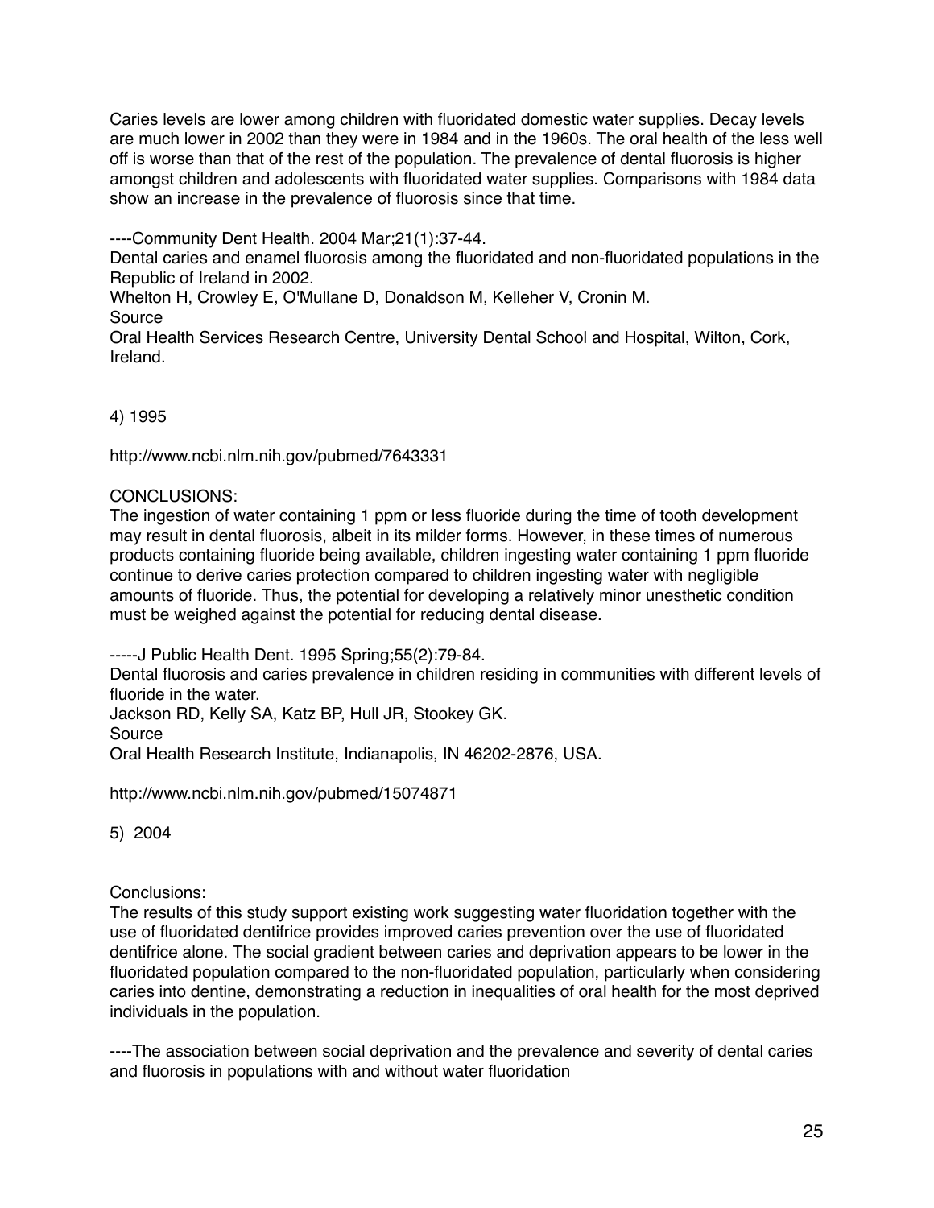Caries levels are lower among children with fluoridated domestic water supplies. Decay levels are much lower in 2002 than they were in 1984 and in the 1960s. The oral health of the less well off is worse than that of the rest of the population. The prevalence of dental fluorosis is higher amongst children and adolescents with fluoridated water supplies. Comparisons with 1984 data show an increase in the prevalence of fluorosis since that time.

----Community Dent Health. 2004 Mar;21(1):37-44.
Dental caries and enamel fluorosis among the fluoridated and non-fluoridated populations in the Republic of Ireland in 2002.
Whelton H, Crowley E, O'Mullane D, Donaldson M, Kelleher V, Cronin M.
Source
Oral Health Services Research Centre, University Dental School and Hospital, Wilton, Cork, Ireland.

4) 1995

http://www.ncbi.nlm.nih.gov/pubmed/7643331

CONCLUSIONS:
The ingestion of water containing 1 ppm or less fluoride during the time of tooth development may result in dental fluorosis, albeit in its milder forms. However, in these times of numerous products containing fluoride being available, children ingesting water containing 1 ppm fluoride continue to derive caries protection compared to children ingesting water with negligible amounts of fluoride. Thus, the potential for developing a relatively minor unesthetic condition must be weighed against the potential for reducing dental disease.

-----J Public Health Dent. 1995 Spring;55(2):79-84.
Dental fluorosis and caries prevalence in children residing in communities with different levels of fluoride in the water.
Jackson RD, Kelly SA, Katz BP, Hull JR, Stookey GK.
Source
Oral Health Research Institute, Indianapolis, IN 46202-2876, USA.

http://www.ncbi.nlm.nih.gov/pubmed/15074871

5) 2004

Conclusions:
The results of this study support existing work suggesting water fluoridation together with the use of fluoridated dentifrice provides improved caries prevention over the use of fluoridated dentifrice alone. The social gradient between caries and deprivation appears to be lower in the fluoridated population compared to the non-fluoridated population, particularly when considering caries into dentine, demonstrating a reduction in inequalities of oral health for the most deprived individuals in the population.

----The association between social deprivation and the prevalence and severity of dental caries and fluorosis in populations with and without water fluoridation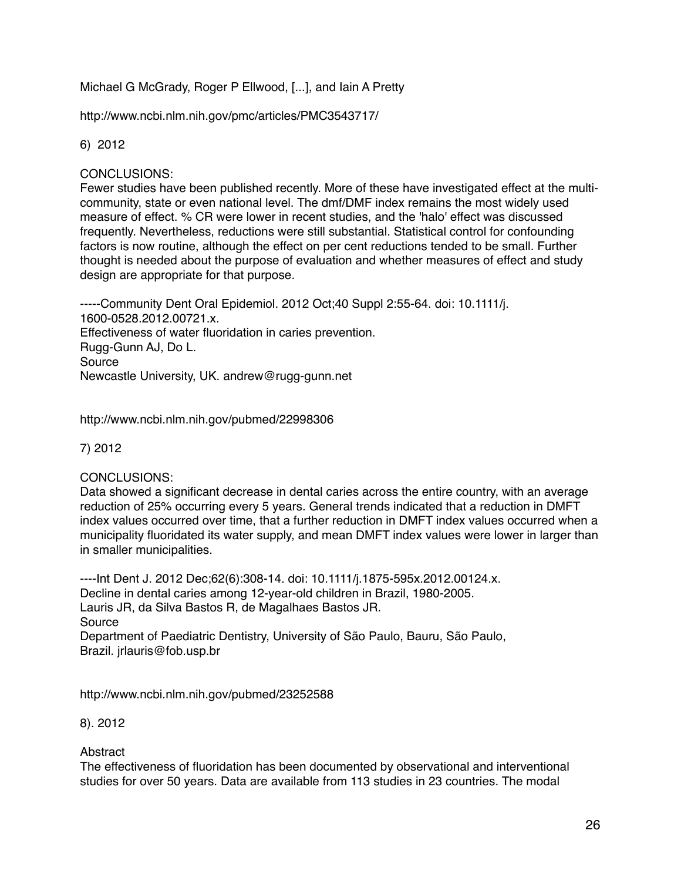Michael G McGrady, Roger P Ellwood, [...], and Iain A Pretty

http://www.ncbi.nlm.nih.gov/pmc/articles/PMC3543717/

6) 2012

CONCLUSIONS:
Fewer studies have been published recently. More of these have investigated effect at the multi-community, state or even national level. The dmf/DMF index remains the most widely used measure of effect. % CR were lower in recent studies, and the 'halo' effect was discussed frequently. Nevertheless, reductions were still substantial. Statistical control for confounding factors is now routine, although the effect on per cent reductions tended to be small. Further thought is needed about the purpose of evaluation and whether measures of effect and study design are appropriate for that purpose.

-----Community Dent Oral Epidemiol. 2012 Oct;40 Suppl 2:55-64. doi: 10.1111/j.1600-0528.2012.00721.x.
Effectiveness of water fluoridation in caries prevention.
Rugg-Gunn AJ, Do L.
Source
Newcastle University, UK. andrew@rugg-gunn.net

http://www.ncbi.nlm.nih.gov/pubmed/22998306

7) 2012

CONCLUSIONS:
Data showed a significant decrease in dental caries across the entire country, with an average reduction of 25% occurring every 5 years. General trends indicated that a reduction in DMFT index values occurred over time, that a further reduction in DMFT index values occurred when a municipality fluoridated its water supply, and mean DMFT index values were lower in larger than in smaller municipalities.

----Int Dent J. 2012 Dec;62(6):308-14. doi: 10.1111/j.1875-595x.2012.00124.x.
Decline in dental caries among 12-year-old children in Brazil, 1980-2005.
Lauris JR, da Silva Bastos R, de Magalhaes Bastos JR.
Source
Department of Paediatric Dentistry, University of São Paulo, Bauru, São Paulo, Brazil. jrlauris@fob.usp.br

http://www.ncbi.nlm.nih.gov/pubmed/23252588

8). 2012

Abstract
The effectiveness of fluoridation has been documented by observational and interventional studies for over 50 years. Data are available from 113 studies in 23 countries. The modal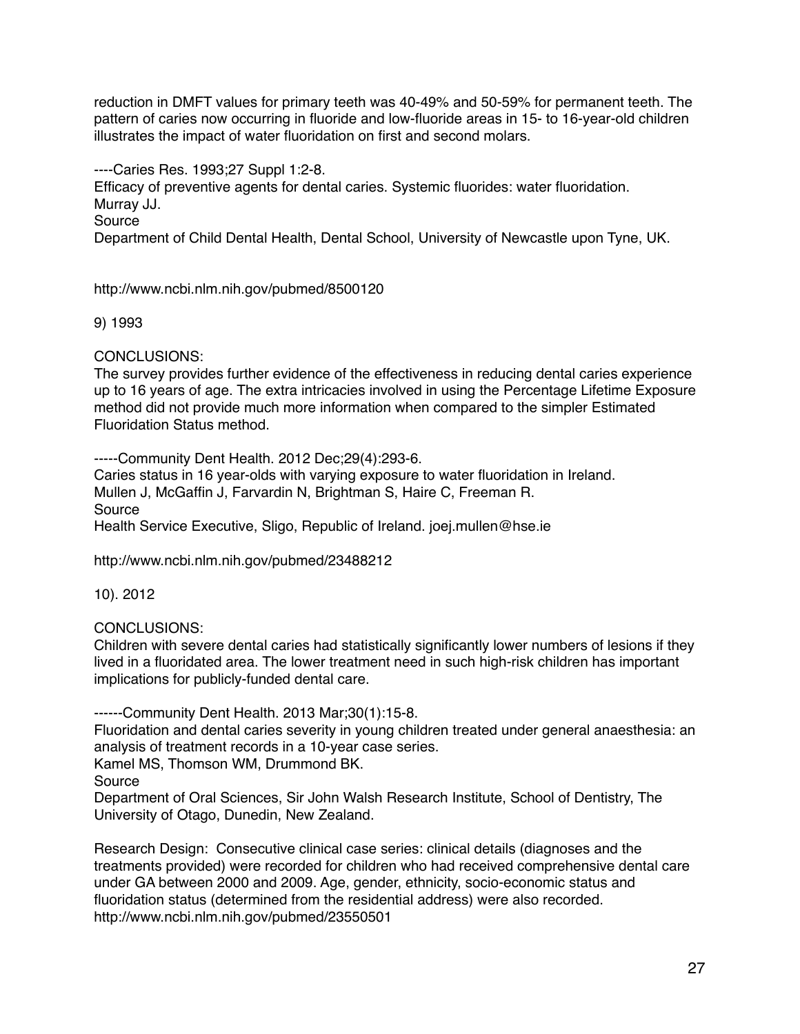reduction in DMFT values for primary teeth was 40-49% and 50-59% for permanent teeth. The pattern of caries now occurring in fluoride and low-fluoride areas in 15- to 16-year-old children illustrates the impact of water fluoridation on first and second molars.

----Caries Res. 1993;27 Suppl 1:2-8.
Efficacy of preventive agents for dental caries. Systemic fluorides: water fluoridation.
Murray JJ.
Source
Department of Child Dental Health, Dental School, University of Newcastle upon Tyne, UK.

http://www.ncbi.nlm.nih.gov/pubmed/8500120

9) 1993

CONCLUSIONS:
The survey provides further evidence of the effectiveness in reducing dental caries experience up to 16 years of age. The extra intricacies involved in using the Percentage Lifetime Exposure method did not provide much more information when compared to the simpler Estimated Fluoridation Status method.

-----Community Dent Health. 2012 Dec;29(4):293-6.
Caries status in 16 year-olds with varying exposure to water fluoridation in Ireland.
Mullen J, McGaffin J, Farvardin N, Brightman S, Haire C, Freeman R.
Source
Health Service Executive, Sligo, Republic of Ireland. joej.mullen@hse.ie

http://www.ncbi.nlm.nih.gov/pubmed/23488212

10). 2012

CONCLUSIONS:
Children with severe dental caries had statistically significantly lower numbers of lesions if they lived in a fluoridated area. The lower treatment need in such high-risk children has important implications for publicly-funded dental care.

------Community Dent Health. 2013 Mar;30(1):15-8.
Fluoridation and dental caries severity in young children treated under general anaesthesia: an analysis of treatment records in a 10-year case series.
Kamel MS, Thomson WM, Drummond BK.
Source
Department of Oral Sciences, Sir John Walsh Research Institute, School of Dentistry, The University of Otago, Dunedin, New Zealand.

Research Design: Consecutive clinical case series: clinical details (diagnoses and the treatments provided) were recorded for children who had received comprehensive dental care under GA between 2000 and 2009. Age, gender, ethnicity, socio-economic status and fluoridation status (determined from the residential address) were also recorded.
http://www.ncbi.nlm.nih.gov/pubmed/23550501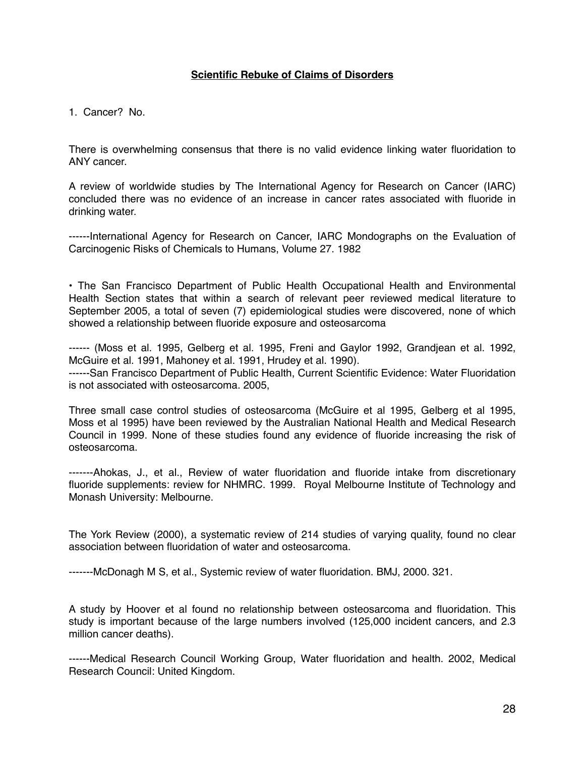## **Scientific Rebuke of Claims of Disorders**

1. Cancer? No.

There is overwhelming consensus that there is no valid evidence linking water fluoridation to ANY cancer.

A review of worldwide studies by The International Agency for Research on Cancer (IARC) concluded there was no evidence of an increase in cancer rates associated with fluoride in drinking water.

------International Agency for Research on Cancer, IARC Mondographs on the Evaluation of Carcinogenic Risks of Chemicals to Humans, Volume 27. 1982

• The San Francisco Department of Public Health Occupational Health and Environmental Health Section states that within a search of relevant peer reviewed medical literature to September 2005, a total of seven (7) epidemiological studies were discovered, none of which showed a relationship between fluoride exposure and osteosarcoma

------ (Moss et al. 1995, Gelberg et al. 1995, Freni and Gaylor 1992, Grandjean et al. 1992, McGuire et al. 1991, Mahoney et al. 1991, Hrudey et al. 1990).
------San Francisco Department of Public Health, Current Scientific Evidence: Water Fluoridation is not associated with osteosarcoma. 2005,

Three small case control studies of osteosarcoma (McGuire et al 1995, Gelberg et al 1995, Moss et al 1995) have been reviewed by the Australian National Health and Medical Research Council in 1999. None of these studies found any evidence of fluoride increasing the risk of osteosarcoma.

-------Ahokas, J., et al., Review of water fluoridation and fluoride intake from discretionary fluoride supplements: review for NHMRC. 1999. Royal Melbourne Institute of Technology and Monash University: Melbourne.

The York Review (2000), a systematic review of 214 studies of varying quality, found no clear association between fluoridation of water and osteosarcoma.

-------McDonagh M S, et al., Systemic review of water fluoridation. BMJ, 2000. 321.

A study by Hoover et al found no relationship between osteosarcoma and fluoridation. This study is important because of the large numbers involved (125,000 incident cancers, and 2.3 million cancer deaths).

------Medical Research Council Working Group, Water fluoridation and health. 2002, Medical Research Council: United Kingdom.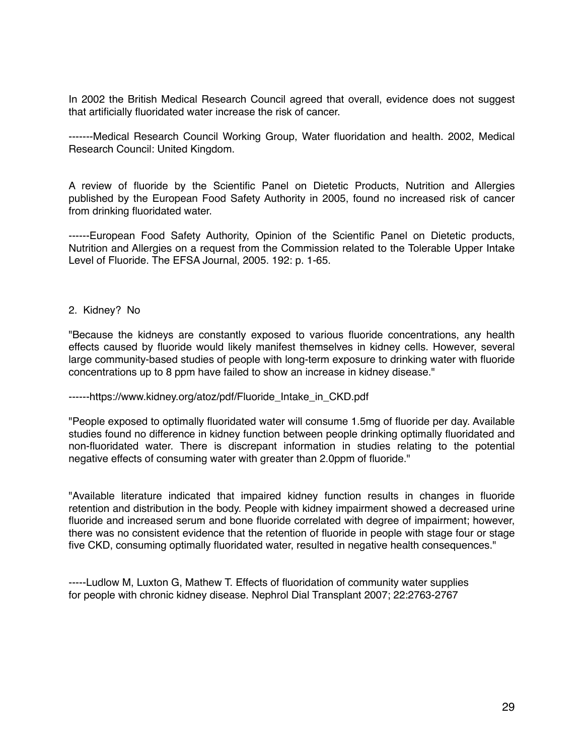In 2002 the British Medical Research Council agreed that overall, evidence does not suggest that artificially fluoridated water increase the risk of cancer.

-------Medical Research Council Working Group, Water fluoridation and health. 2002, Medical Research Council: United Kingdom.

A review of fluoride by the Scientific Panel on Dietetic Products, Nutrition and Allergies published by the European Food Safety Authority in 2005, found no increased risk of cancer from drinking fluoridated water.

------European Food Safety Authority, Opinion of the Scientific Panel on Dietetic products, Nutrition and Allergies on a request from the Commission related to the Tolerable Upper Intake Level of Fluoride. The EFSA Journal, 2005. 192: p. 1-65.

2. Kidney? No

"Because the kidneys are constantly exposed to various fluoride concentrations, any health effects caused by fluoride would likely manifest themselves in kidney cells. However, several large community-based studies of people with long-term exposure to drinking water with fluoride concentrations up to 8 ppm have failed to show an increase in kidney disease."

------https://www.kidney.org/atoz/pdf/Fluoride_Intake_in_CKD.pdf

"People exposed to optimally fluoridated water will consume 1.5mg of fluoride per day. Available studies found no difference in kidney function between people drinking optimally fluoridated and non-fluoridated water. There is discrepant information in studies relating to the potential negative effects of consuming water with greater than 2.0ppm of fluoride."

"Available literature indicated that impaired kidney function results in changes in fluoride retention and distribution in the body. People with kidney impairment showed a decreased urine fluoride and increased serum and bone fluoride correlated with degree of impairment; however, there was no consistent evidence that the retention of fluoride in people with stage four or stage five CKD, consuming optimally fluoridated water, resulted in negative health consequences."

-----Ludlow M, Luxton G, Mathew T. Effects of fluoridation of community water supplies for people with chronic kidney disease. Nephrol Dial Transplant 2007; 22:2763-2767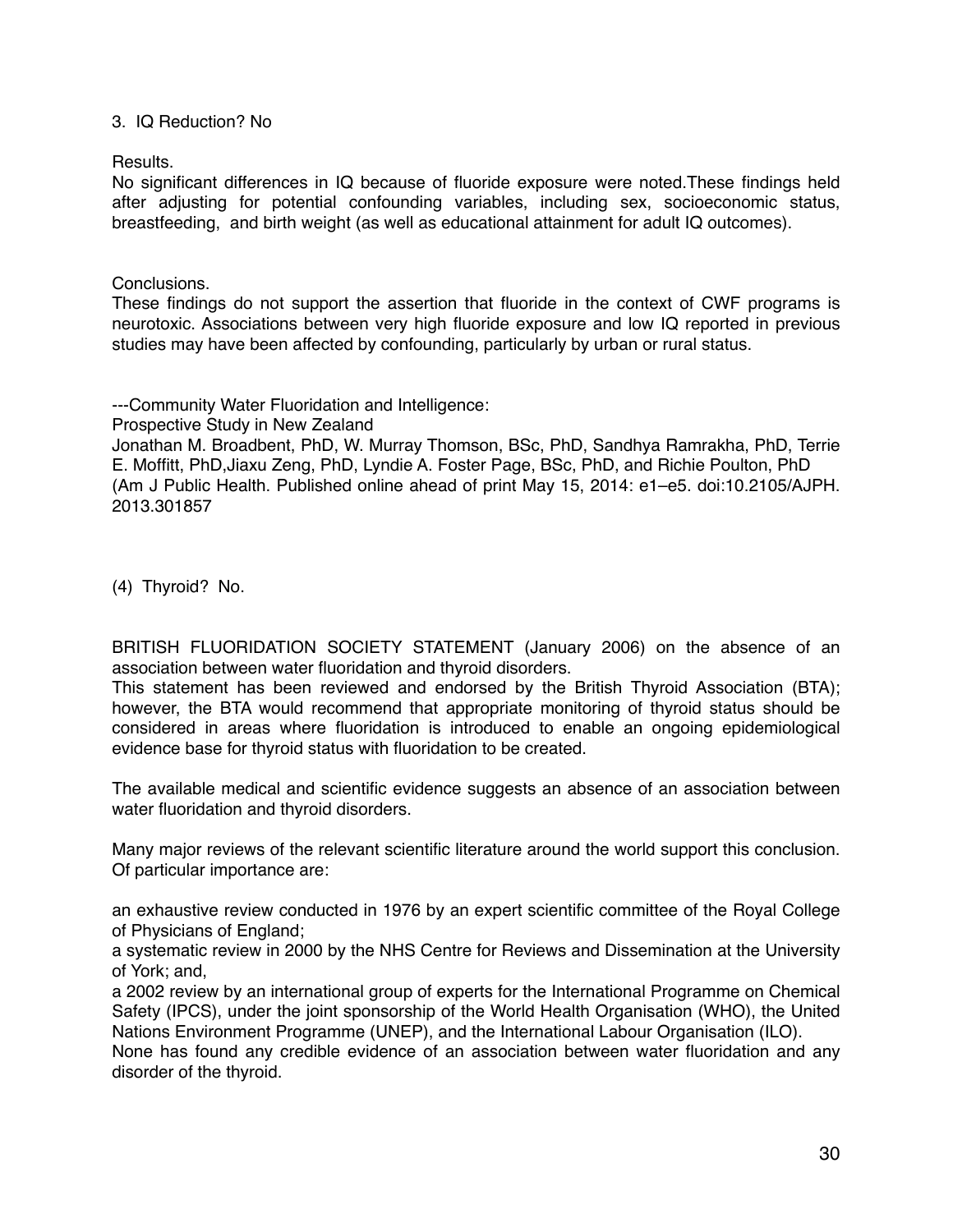3. IQ Reduction? No

Results.
No significant differences in IQ because of fluoride exposure were noted.These findings held after adjusting for potential confounding variables, including sex, socioeconomic status, breastfeeding, and birth weight (as well as educational attainment for adult IQ outcomes).

Conclusions.
These findings do not support the assertion that fluoride in the context of CWF programs is neurotoxic. Associations between very high fluoride exposure and low IQ reported in previous studies may have been affected by confounding, particularly by urban or rural status.

---Community Water Fluoridation and Intelligence:
Prospective Study in New Zealand
Jonathan M. Broadbent, PhD, W. Murray Thomson, BSc, PhD, Sandhya Ramrakha, PhD, Terrie E. Moffitt, PhD,Jiaxu Zeng, PhD, Lyndie A. Foster Page, BSc, PhD, and Richie Poulton, PhD
(Am J Public Health. Published online ahead of print May 15, 2014: e1–e5. doi:10.2105/AJPH.2013.301857

(4) Thyroid? No.

BRITISH FLUORIDATION SOCIETY STATEMENT (January 2006) on the absence of an association between water fluoridation and thyroid disorders.
This statement has been reviewed and endorsed by the British Thyroid Association (BTA); however, the BTA would recommend that appropriate monitoring of thyroid status should be considered in areas where fluoridation is introduced to enable an ongoing epidemiological evidence base for thyroid status with fluoridation to be created.

The available medical and scientific evidence suggests an absence of an association between water fluoridation and thyroid disorders.

Many major reviews of the relevant scientific literature around the world support this conclusion. Of particular importance are:

an exhaustive review conducted in 1976 by an expert scientific committee of the Royal College of Physicians of England;
a systematic review in 2000 by the NHS Centre for Reviews and Dissemination at the University of York; and,
a 2002 review by an international group of experts for the International Programme on Chemical Safety (IPCS), under the joint sponsorship of the World Health Organisation (WHO), the United Nations Environment Programme (UNEP), and the International Labour Organisation (ILO).
None has found any credible evidence of an association between water fluoridation and any disorder of the thyroid.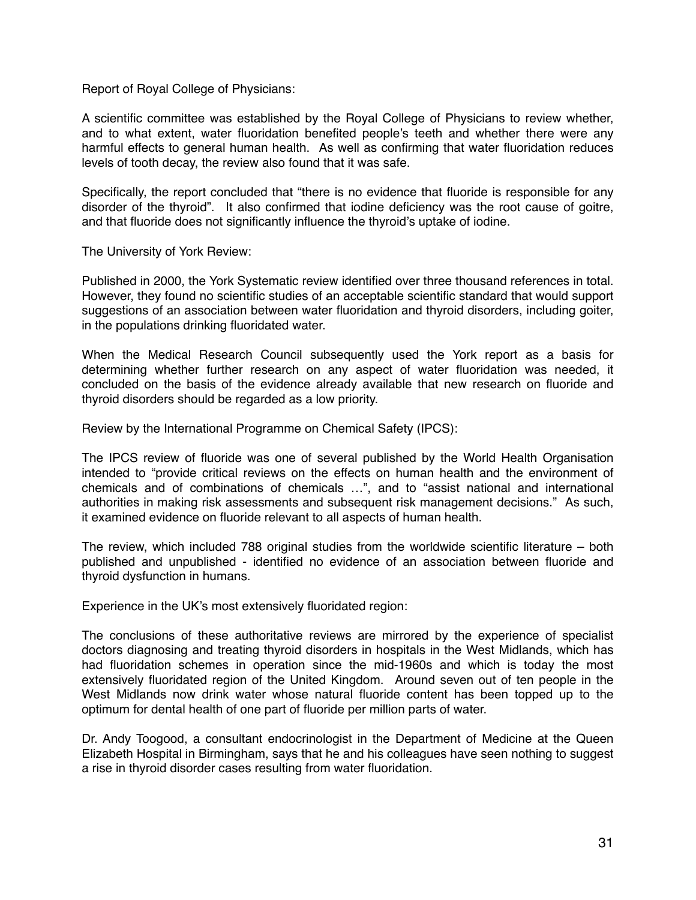Report of Royal College of Physicians:

A scientific committee was established by the Royal College of Physicians to review whether, and to what extent, water fluoridation benefited people's teeth and whether there were any harmful effects to general human health. As well as confirming that water fluoridation reduces levels of tooth decay, the review also found that it was safe.

Specifically, the report concluded that "there is no evidence that fluoride is responsible for any disorder of the thyroid". It also confirmed that iodine deficiency was the root cause of goitre, and that fluoride does not significantly influence the thyroid's uptake of iodine.

The University of York Review:

Published in 2000, the York Systematic review identified over three thousand references in total. However, they found no scientific studies of an acceptable scientific standard that would support suggestions of an association between water fluoridation and thyroid disorders, including goiter, in the populations drinking fluoridated water.

When the Medical Research Council subsequently used the York report as a basis for determining whether further research on any aspect of water fluoridation was needed, it concluded on the basis of the evidence already available that new research on fluoride and thyroid disorders should be regarded as a low priority.

Review by the International Programme on Chemical Safety (IPCS):

The IPCS review of fluoride was one of several published by the World Health Organisation intended to "provide critical reviews on the effects on human health and the environment of chemicals and of combinations of chemicals …", and to "assist national and international authorities in making risk assessments and subsequent risk management decisions." As such, it examined evidence on fluoride relevant to all aspects of human health.

The review, which included 788 original studies from the worldwide scientific literature – both published and unpublished - identified no evidence of an association between fluoride and thyroid dysfunction in humans.

Experience in the UK's most extensively fluoridated region:

The conclusions of these authoritative reviews are mirrored by the experience of specialist doctors diagnosing and treating thyroid disorders in hospitals in the West Midlands, which has had fluoridation schemes in operation since the mid-1960s and which is today the most extensively fluoridated region of the United Kingdom. Around seven out of ten people in the West Midlands now drink water whose natural fluoride content has been topped up to the optimum for dental health of one part of fluoride per million parts of water.

Dr. Andy Toogood, a consultant endocrinologist in the Department of Medicine at the Queen Elizabeth Hospital in Birmingham, says that he and his colleagues have seen nothing to suggest a rise in thyroid disorder cases resulting from water fluoridation.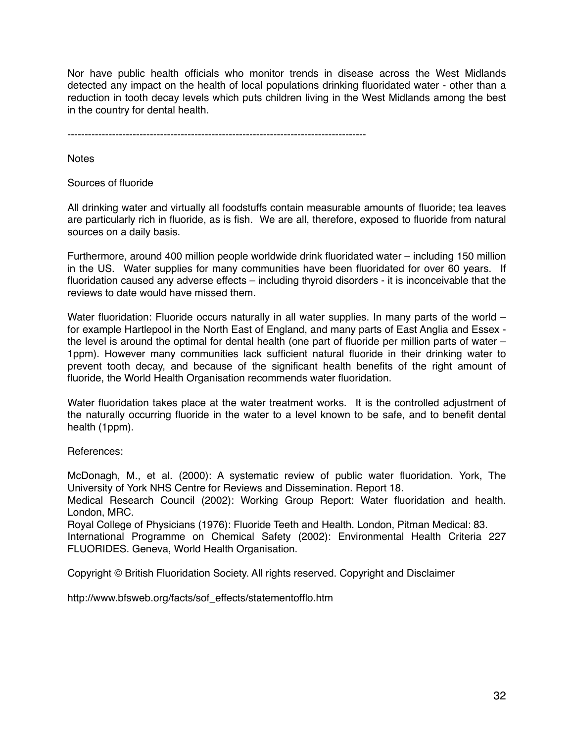Nor have public health officials who monitor trends in disease across the West Midlands detected any impact on the health of local populations drinking fluoridated water - other than a reduction in tooth decay levels which puts children living in the West Midlands among the best in the country for dental health.

---

Notes

Sources of fluoride

All drinking water and virtually all foodstuffs contain measurable amounts of fluoride; tea leaves are particularly rich in fluoride, as is fish. We are all, therefore, exposed to fluoride from natural sources on a daily basis.

Furthermore, around 400 million people worldwide drink fluoridated water – including 150 million in the US. Water supplies for many communities have been fluoridated for over 60 years. If fluoridation caused any adverse effects – including thyroid disorders - it is inconceivable that the reviews to date would have missed them.

Water fluoridation: Fluoride occurs naturally in all water supplies. In many parts of the world – for example Hartlepool in the North East of England, and many parts of East Anglia and Essex - the level is around the optimal for dental health (one part of fluoride per million parts of water – 1ppm). However many communities lack sufficient natural fluoride in their drinking water to prevent tooth decay, and because of the significant health benefits of the right amount of fluoride, the World Health Organisation recommends water fluoridation.

Water fluoridation takes place at the water treatment works. It is the controlled adjustment of the naturally occurring fluoride in the water to a level known to be safe, and to benefit dental health (1ppm).

References:

McDonagh, M., et al. (2000): A systematic review of public water fluoridation. York, The University of York NHS Centre for Reviews and Dissemination. Report 18.
Medical Research Council (2002): Working Group Report: Water fluoridation and health. London, MRC.
Royal College of Physicians (1976): Fluoride Teeth and Health. London, Pitman Medical: 83.
International Programme on Chemical Safety (2002): Environmental Health Criteria 227 FLUORIDES. Geneva, World Health Organisation.

Copyright © British Fluoridation Society. All rights reserved. Copyright and Disclaimer

http://www.bfsweb.org/facts/sof_effects/statementofflo.htm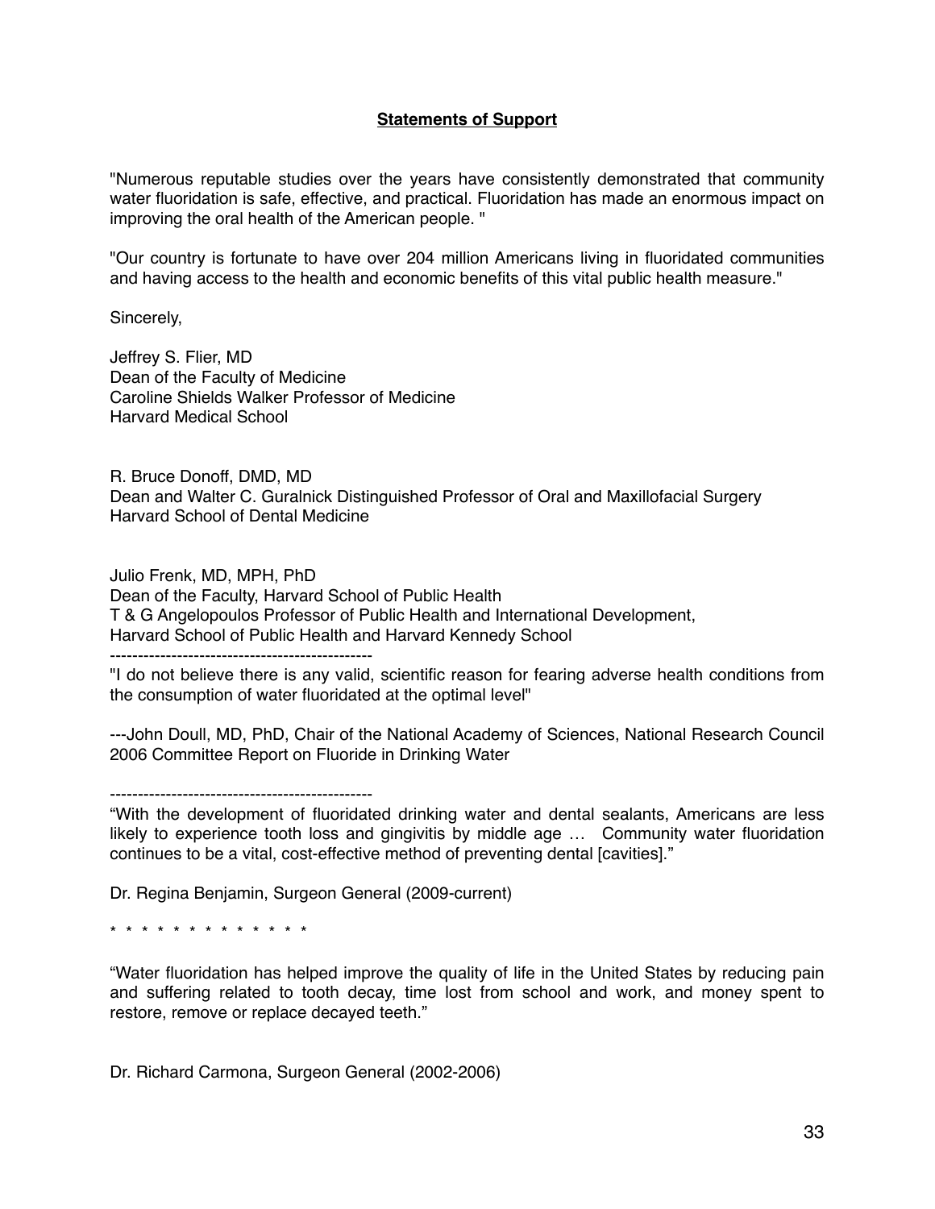## **Statements of Support**

"Numerous reputable studies over the years have consistently demonstrated that community water fluoridation is safe, effective, and practical. Fluoridation has made an enormous impact on improving the oral health of the American people. "

"Our country is fortunate to have over 204 million Americans living in fluoridated communities and having access to the health and economic benefits of this vital public health measure."

Sincerely,

Jeffrey S. Flier, MD
Dean of the Faculty of Medicine
Caroline Shields Walker Professor of Medicine
Harvard Medical School

R. Bruce Donoff, DMD, MD
Dean and Walter C. Guralnick Distinguished Professor of Oral and Maxillofacial Surgery
Harvard School of Dental Medicine

Julio Frenk, MD, MPH, PhD
Dean of the Faculty, Harvard School of Public Health
T & G Angelopoulos Professor of Public Health and International Development,
Harvard School of Public Health and Harvard Kennedy School

----------------------------------------------

"I do not believe there is any valid, scientific reason for fearing adverse health conditions from the consumption of water fluoridated at the optimal level"

---John Doull, MD, PhD, Chair of the National Academy of Sciences, National Research Council 2006 Committee Report on Fluoride in Drinking Water

----------------------------------------------

"With the development of fluoridated drinking water and dental sealants, Americans are less likely to experience tooth loss and gingivitis by middle age … Community water fluoridation continues to be a vital, cost-effective method of preventing dental [cavities]."

Dr. Regina Benjamin, Surgeon General (2009-current)

\* \* \* \* \* \* \* \* \* \* \* \* \* \*

"Water fluoridation has helped improve the quality of life in the United States by reducing pain and suffering related to tooth decay, time lost from school and work, and money spent to restore, remove or replace decayed teeth."

Dr. Richard Carmona, Surgeon General (2002-2006)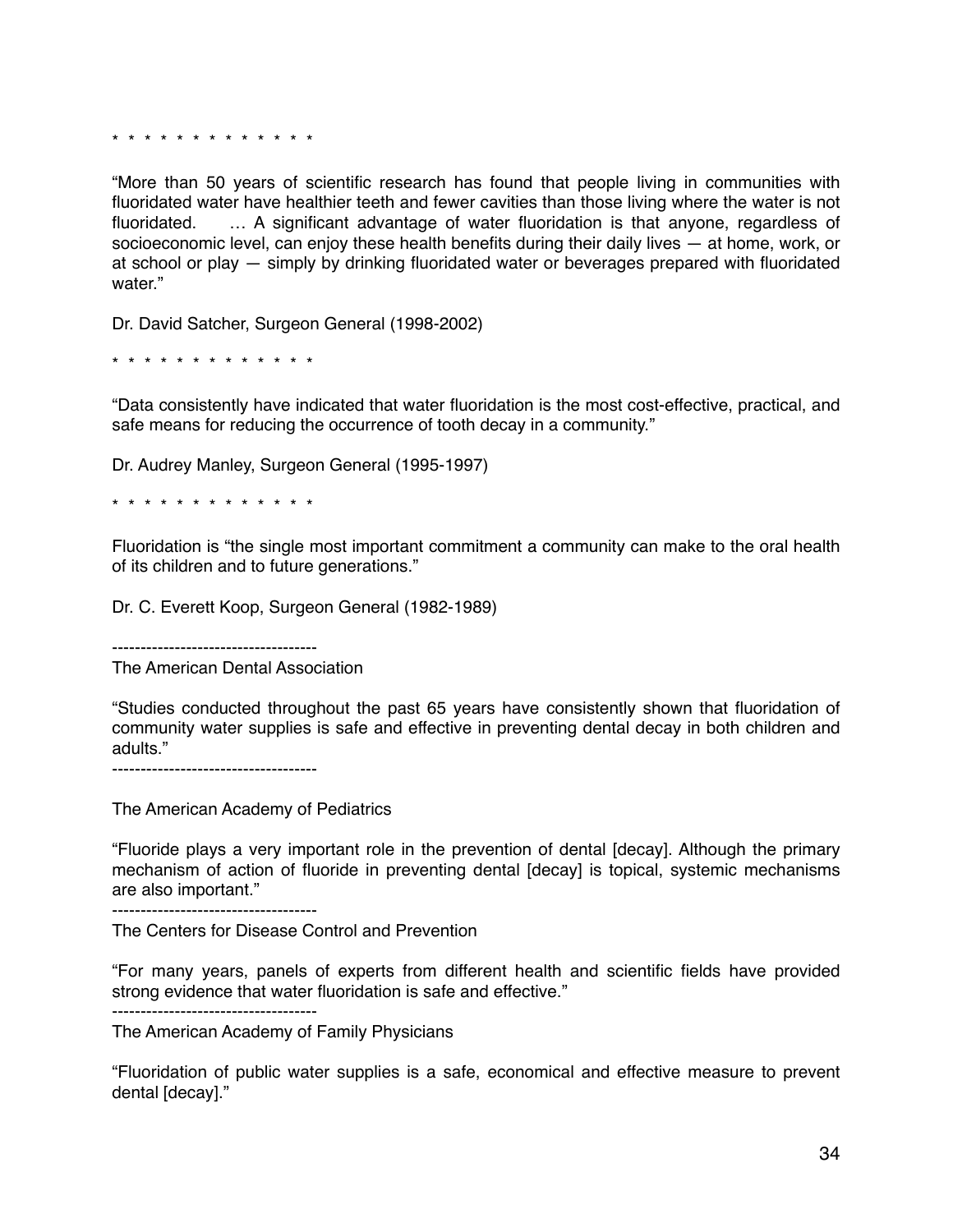\* \* \* \* \* \* \* \* \* \* \* \* \* \*

“More than 50 years of scientific research has found that people living in communities with fluoridated water have healthier teeth and fewer cavities than those living where the water is not fluoridated. … A significant advantage of water fluoridation is that anyone, regardless of socioeconomic level, can enjoy these health benefits during their daily lives — at home, work, or at school or play — simply by drinking fluoridated water or beverages prepared with fluoridated water.”

Dr. David Satcher, Surgeon General (1998-2002)

\* \* \* \* \* \* \* \* \* \* \* \* \* \*

“Data consistently have indicated that water fluoridation is the most cost-effective, practical, and safe means for reducing the occurrence of tooth decay in a community.”

Dr. Audrey Manley, Surgeon General (1995-1997)

\* \* \* \* \* \* \* \* \* \* \* \* \* \*

Fluoridation is “the single most important commitment a community can make to the oral health of its children and to future generations.”

Dr. C. Everett Koop, Surgeon General (1982-1989)

------------------------------------

The American Dental Association

“Studies conducted throughout the past 65 years have consistently shown that fluoridation of community water supplies is safe and effective in preventing dental decay in both children and adults.”

------------------------------------

The American Academy of Pediatrics

“Fluoride plays a very important role in the prevention of dental [decay]. Although the primary mechanism of action of fluoride in preventing dental [decay] is topical, systemic mechanisms are also important.”

------------------------------------

The Centers for Disease Control and Prevention

“For many years, panels of experts from different health and scientific fields have provided strong evidence that water fluoridation is safe and effective.”

------------------------------------

The American Academy of Family Physicians

“Fluoridation of public water supplies is a safe, economical and effective measure to prevent dental [decay].”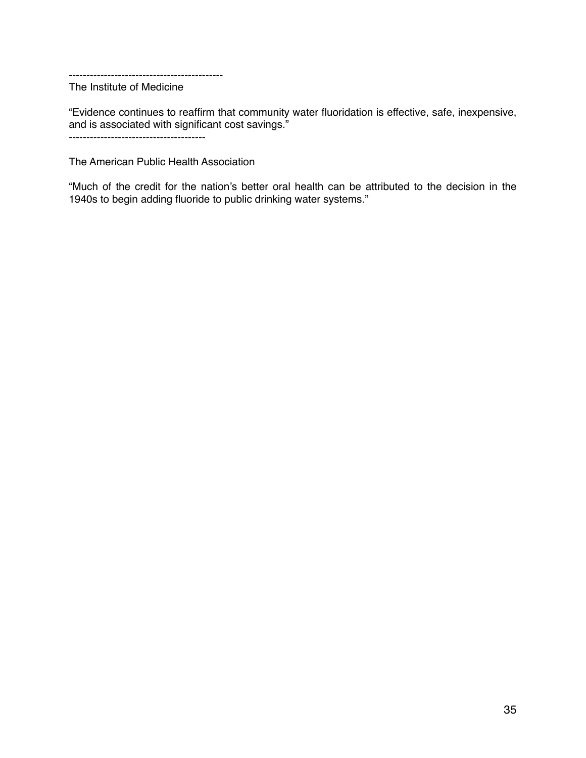--------------------------------------------

The Institute of Medicine

"Evidence continues to reaffirm that community water fluoridation is effective, safe, inexpensive, and is associated with significant cost savings."

--------------------------------------

The American Public Health Association

"Much of the credit for the nation's better oral health can be attributed to the decision in the 1940s to begin adding fluoride to public drinking water systems."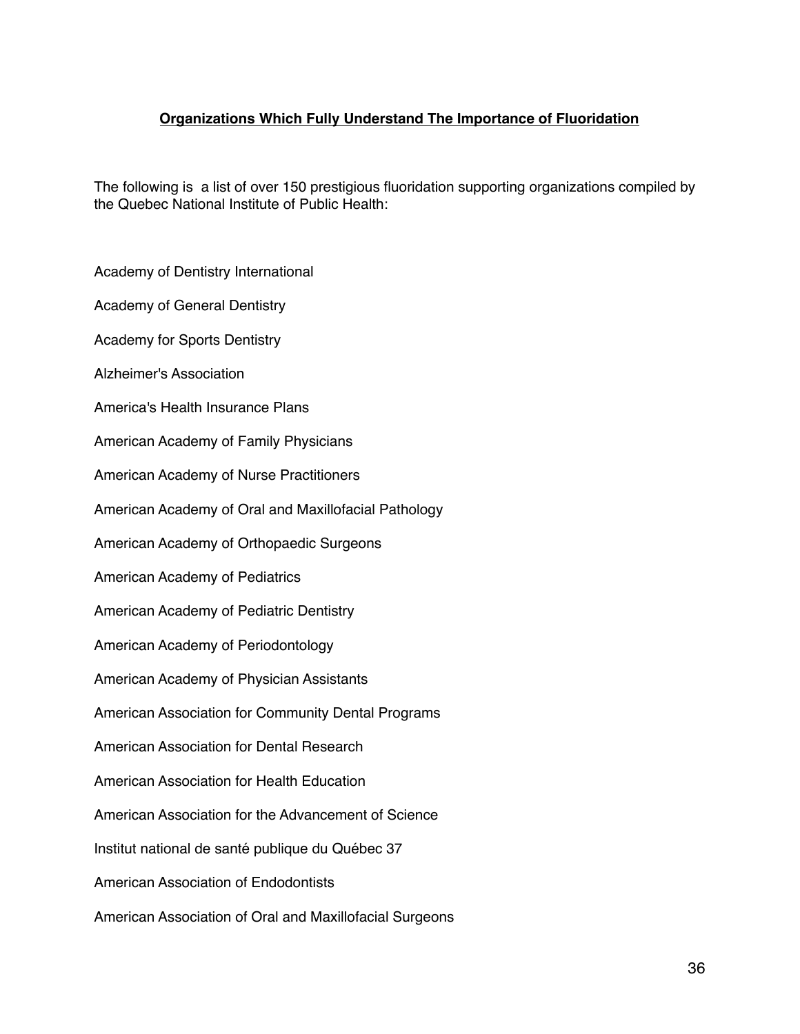## Organizations Which Fully Understand The Importance of Fluoridation

The following is a list of over 150 prestigious fluoridation supporting organizations compiled by the Quebec National Institute of Public Health:

Academy of Dentistry International

Academy of General Dentistry

Academy for Sports Dentistry

Alzheimer's Association

America's Health Insurance Plans

American Academy of Family Physicians

American Academy of Nurse Practitioners

American Academy of Oral and Maxillofacial Pathology

American Academy of Orthopaedic Surgeons

American Academy of Pediatrics

American Academy of Pediatric Dentistry

American Academy of Periodontology

American Academy of Physician Assistants

American Association for Community Dental Programs

American Association for Dental Research

American Association for Health Education

American Association for the Advancement of Science

Institut national de santé publique du Québec 37

American Association of Endodontists

American Association of Oral and Maxillofacial Surgeons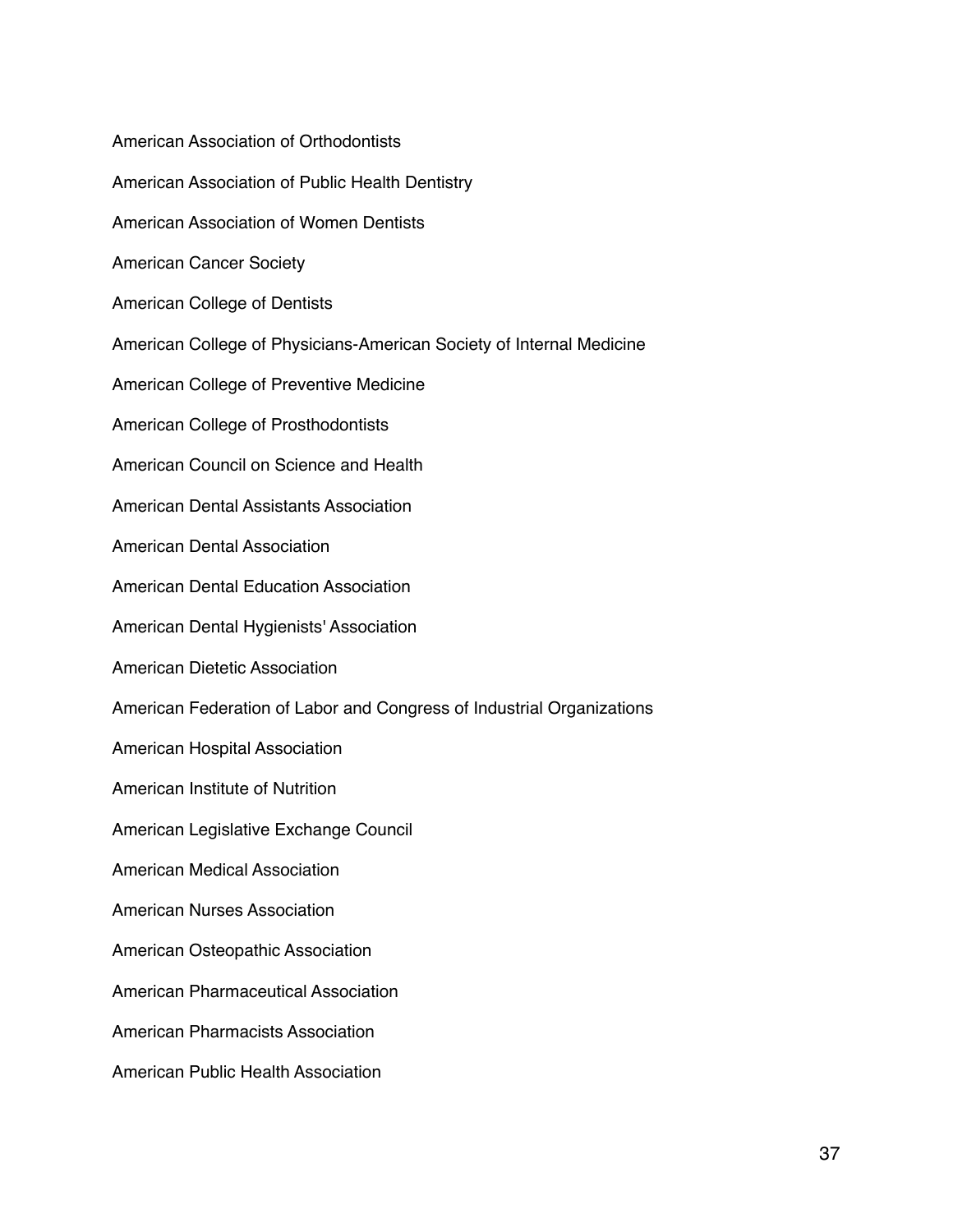American Association of Orthodontists

American Association of Public Health Dentistry

American Association of Women Dentists

American Cancer Society

American College of Dentists

American College of Physicians-American Society of Internal Medicine

American College of Preventive Medicine

American College of Prosthodontists

American Council on Science and Health

American Dental Assistants Association

American Dental Association

American Dental Education Association

American Dental Hygienists' Association

American Dietetic Association

American Federation of Labor and Congress of Industrial Organizations

American Hospital Association

American Institute of Nutrition

American Legislative Exchange Council

American Medical Association

American Nurses Association

American Osteopathic Association

American Pharmaceutical Association

American Pharmacists Association

American Public Health Association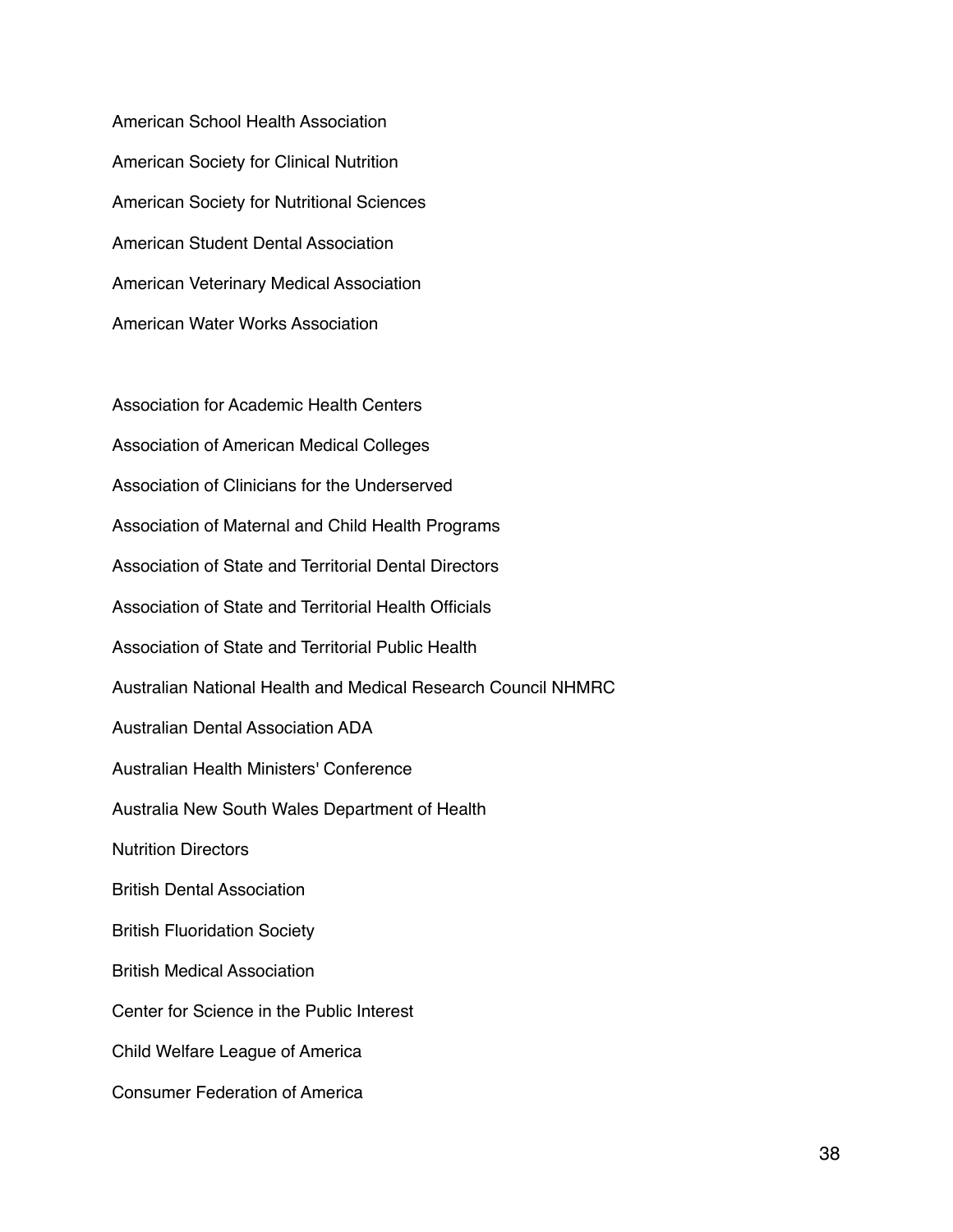American School Health Association

American Society for Clinical Nutrition

American Society for Nutritional Sciences

American Student Dental Association

American Veterinary Medical Association

American Water Works Association

Association for Academic Health Centers

Association of American Medical Colleges

Association of Clinicians for the Underserved

Association of Maternal and Child Health Programs

Association of State and Territorial Dental Directors

Association of State and Territorial Health Officials

Association of State and Territorial Public Health

Australian National Health and Medical Research Council NHMRC

Australian Dental Association ADA

Australian Health Ministers' Conference

Australia New South Wales Department of Health

Nutrition Directors

British Dental Association

British Fluoridation Society

British Medical Association

Center for Science in the Public Interest

Child Welfare League of America

Consumer Federation of America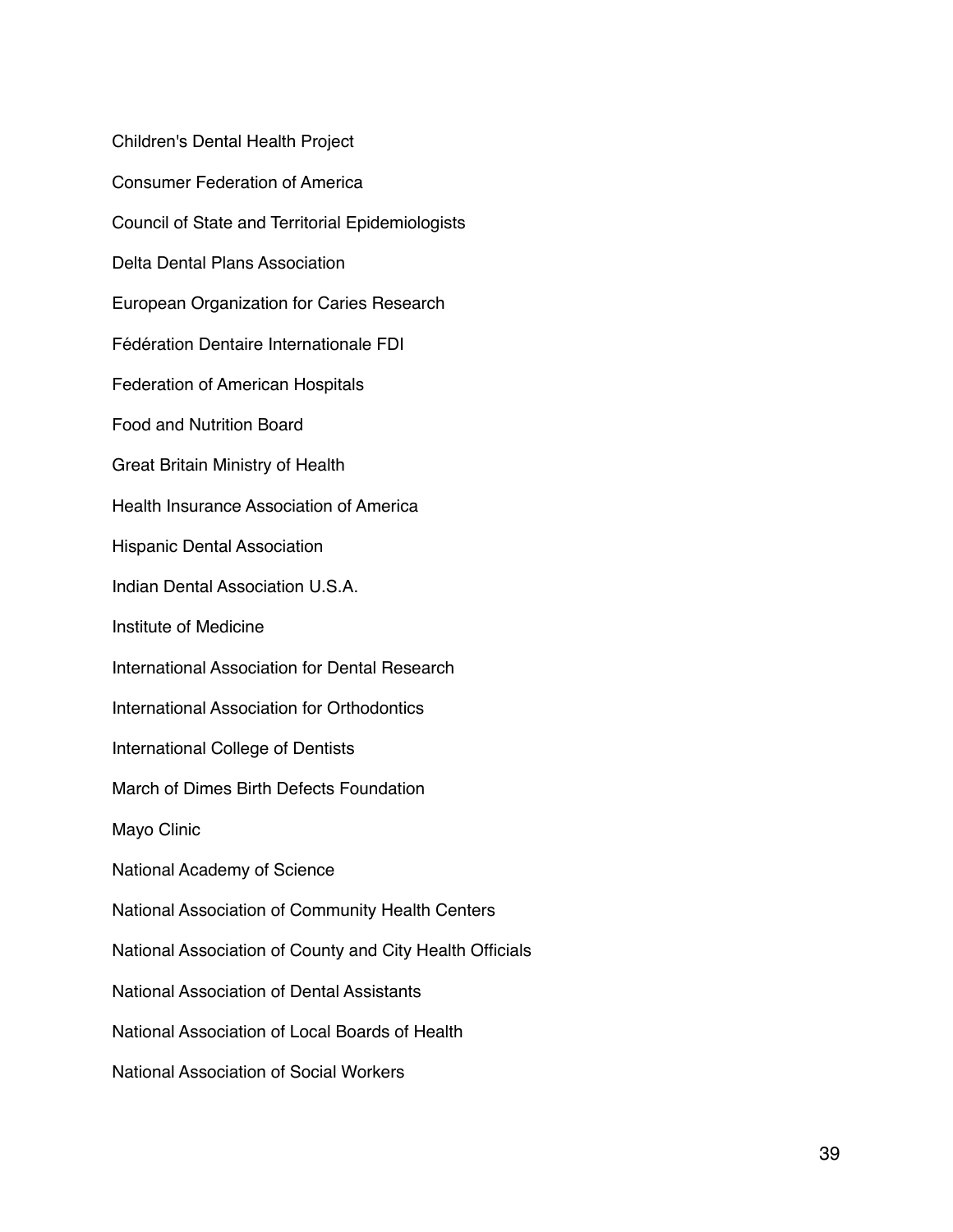Children's Dental Health Project

Consumer Federation of America

Council of State and Territorial Epidemiologists

Delta Dental Plans Association

European Organization for Caries Research

Fédération Dentaire Internationale FDI

Federation of American Hospitals

Food and Nutrition Board

Great Britain Ministry of Health

Health Insurance Association of America

Hispanic Dental Association

Indian Dental Association U.S.A.

Institute of Medicine

International Association for Dental Research

International Association for Orthodontics

International College of Dentists

March of Dimes Birth Defects Foundation

Mayo Clinic

National Academy of Science

National Association of Community Health Centers

National Association of County and City Health Officials

National Association of Dental Assistants

National Association of Local Boards of Health

National Association of Social Workers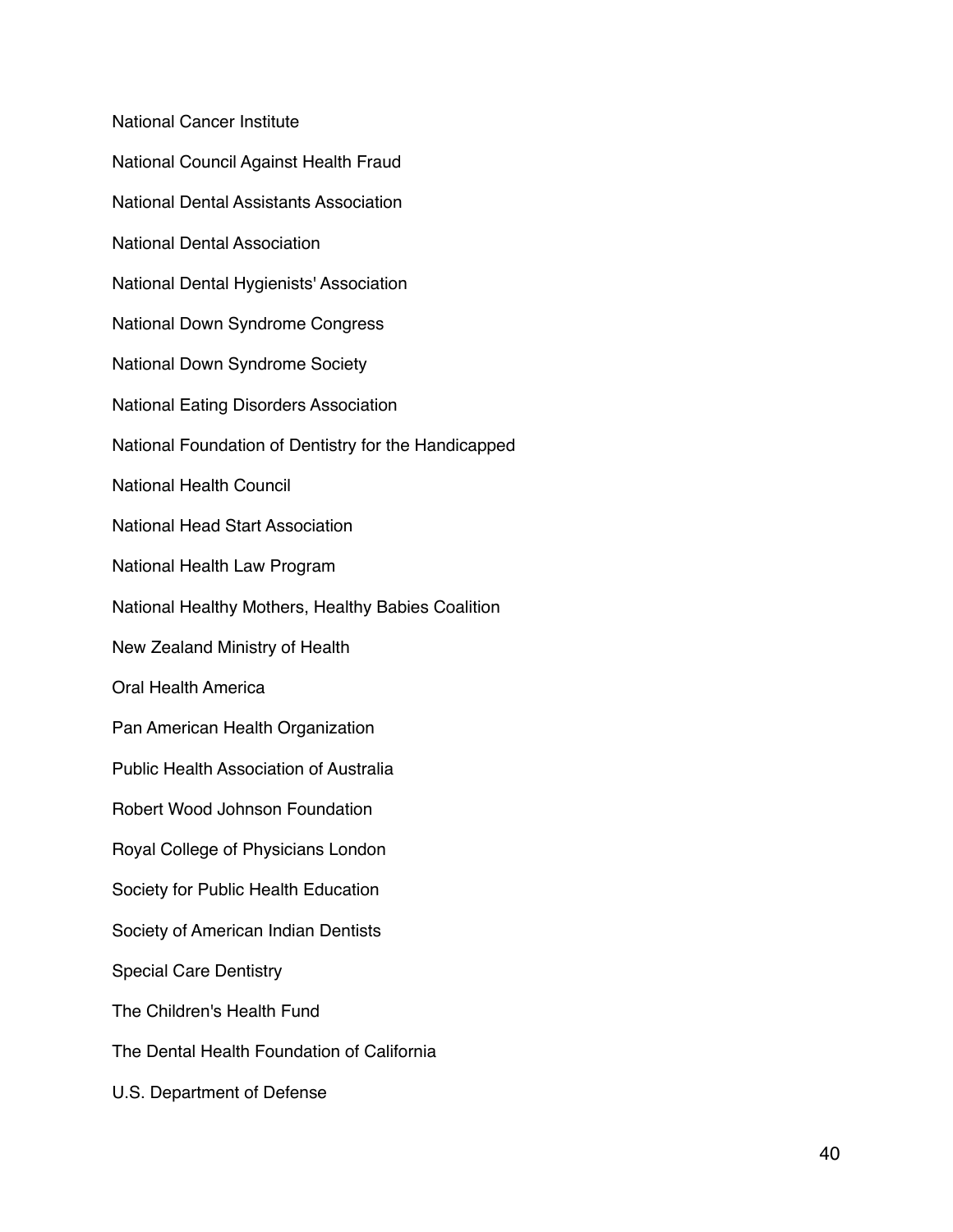National Cancer Institute

National Council Against Health Fraud

National Dental Assistants Association

National Dental Association

National Dental Hygienists' Association

National Down Syndrome Congress

National Down Syndrome Society

National Eating Disorders Association

National Foundation of Dentistry for the Handicapped

National Health Council

National Head Start Association

National Health Law Program

National Healthy Mothers, Healthy Babies Coalition

New Zealand Ministry of Health

Oral Health America

Pan American Health Organization

Public Health Association of Australia

Robert Wood Johnson Foundation

Royal College of Physicians London

Society for Public Health Education

Society of American Indian Dentists

Special Care Dentistry

The Children's Health Fund

The Dental Health Foundation of California

U.S. Department of Defense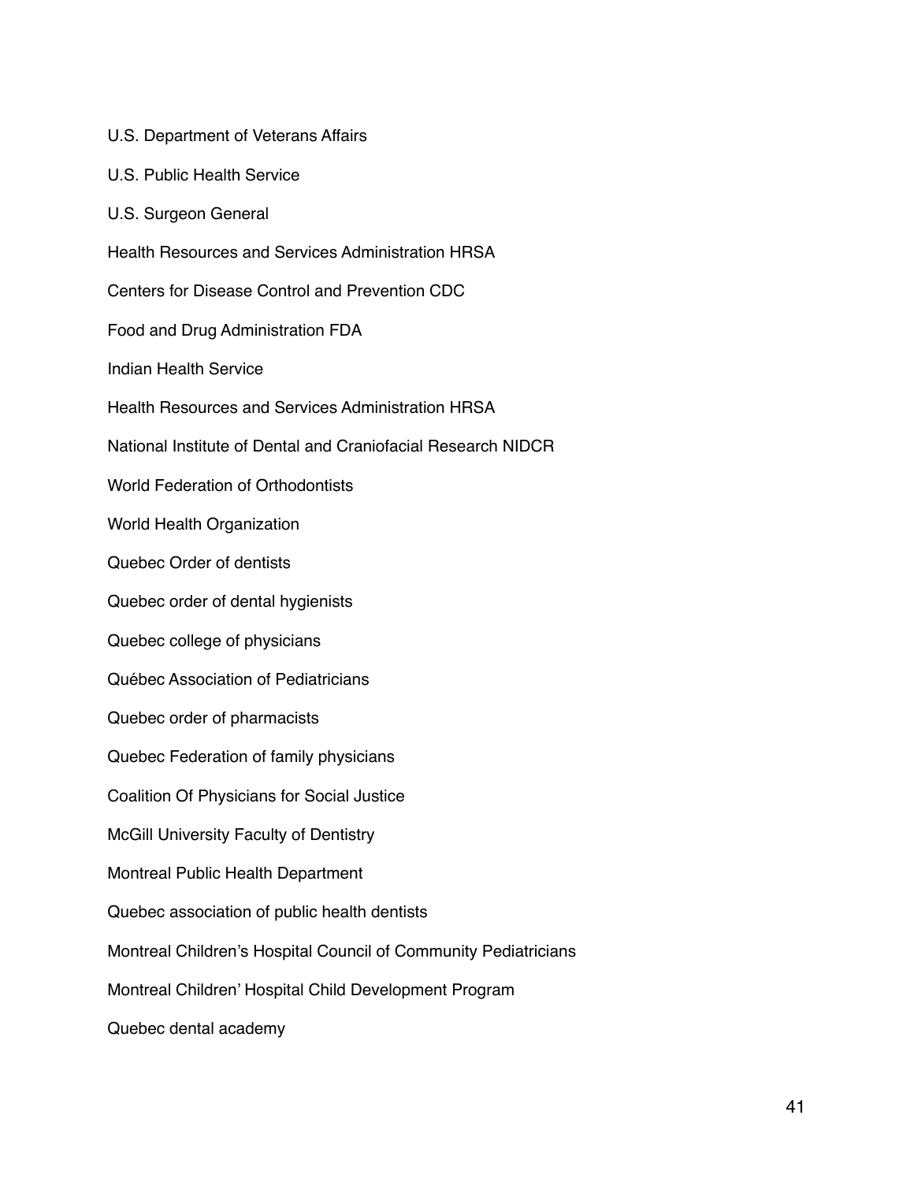U.S. Department of Veterans Affairs

U.S. Public Health Service

U.S. Surgeon General

Health Resources and Services Administration HRSA

Centers for Disease Control and Prevention CDC

Food and Drug Administration FDA

Indian Health Service

Health Resources and Services Administration HRSA

National Institute of Dental and Craniofacial Research NIDCR

World Federation of Orthodontists

World Health Organization

Quebec Order of dentists

Quebec order of dental hygienists

Quebec college of physicians

Québec Association of Pediatricians

Quebec order of pharmacists

Quebec Federation of family physicians

Coalition Of Physicians for Social Justice

McGill University Faculty of Dentistry

Montreal Public Health Department

Quebec association of public health dentists

Montreal Children's Hospital Council of Community Pediatricians

Montreal Children' Hospital Child Development Program

Quebec dental academy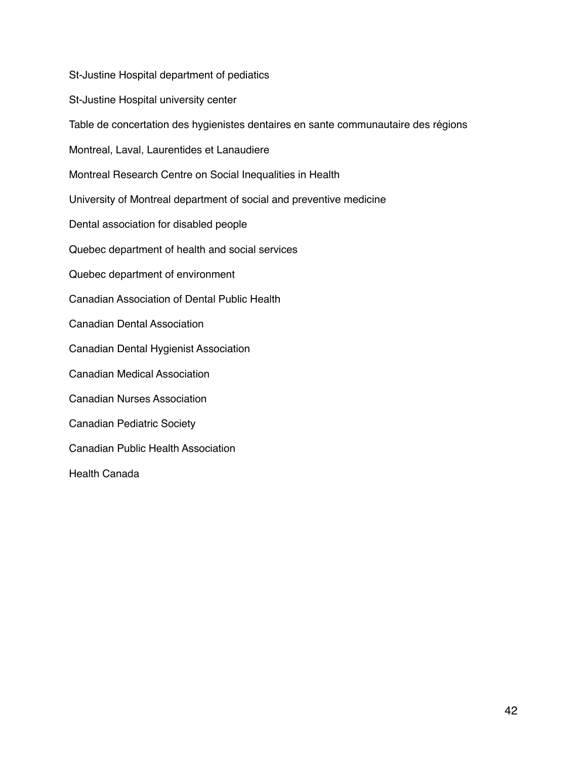St-Justine Hospital department of pediatics

St-Justine Hospital university center

Table de concertation des hygienistes dentaires en sante communautaire des régions

Montreal, Laval, Laurentides et Lanaudiere

Montreal Research Centre on Social Inequalities in Health

University of Montreal department of social and preventive medicine

Dental association for disabled people

Quebec department of health and social services

Quebec department of environment

Canadian Association of Dental Public Health

Canadian Dental Association

Canadian Dental Hygienist Association

Canadian Medical Association

Canadian Nurses Association

Canadian Pediatric Society

Canadian Public Health Association

Health Canada